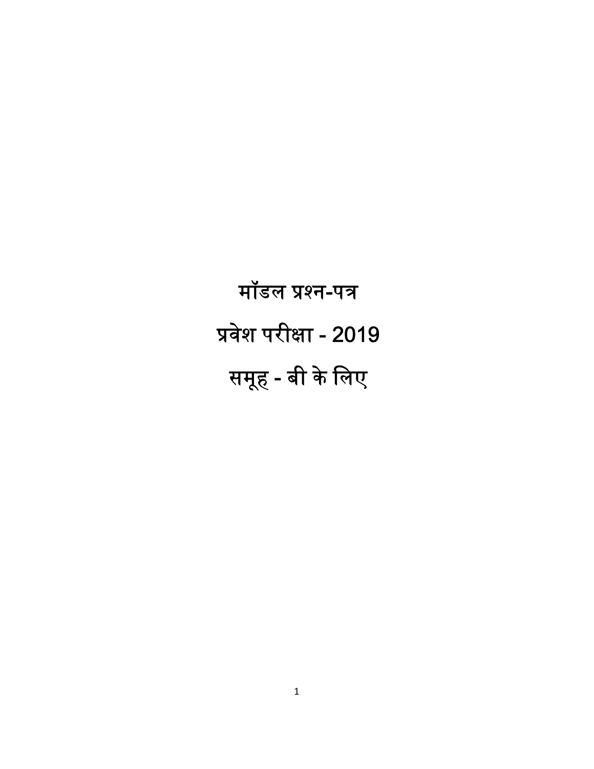# मॉडल प्रश्न-पत्र

# प्रवेश परीक्षा - 2019

# समूह - बी के लिए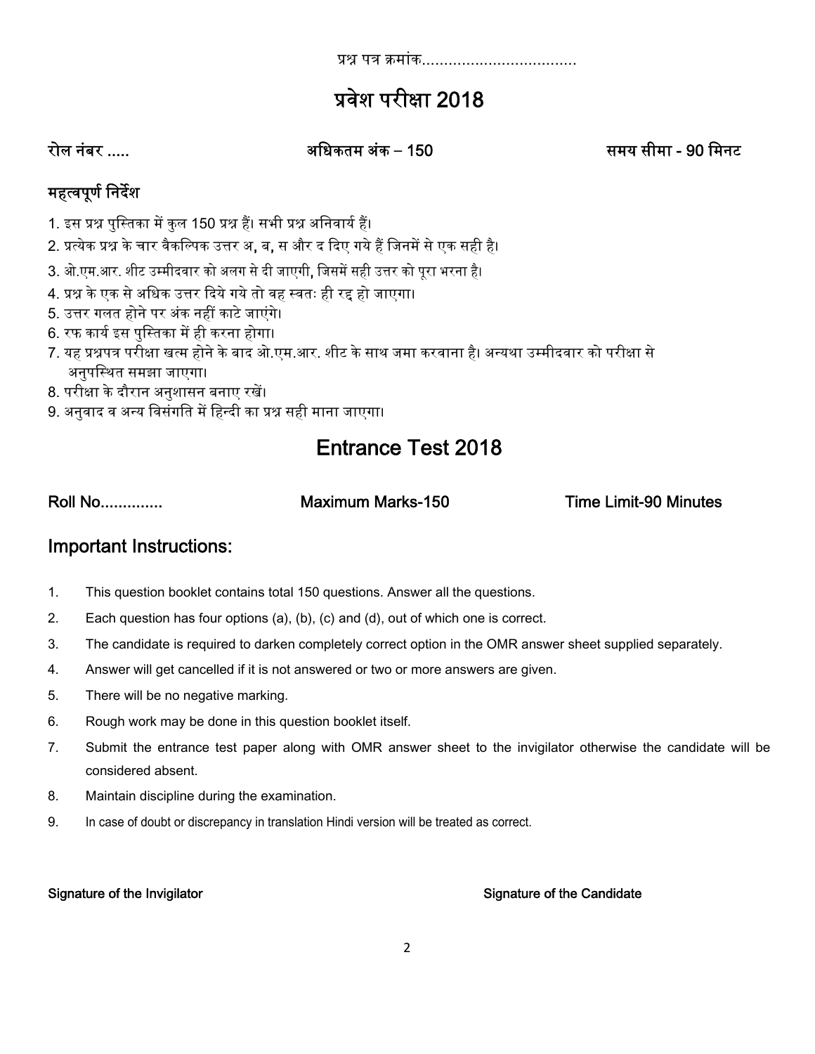प्रश्न पत्र क्रमांक...................................

# प्रवेश परीक्षा 2018

रोल नंबर .....                अधिकतम अंक – 150                समय सीमा - 90 मिनट

## महत्वपूर्ण निर्देश

1. इस प्रश्न पुस्तिका में कुल 150 प्रश्न हैं। सभी प्रश्न अनिवार्य हैं।
2. प्रत्येक प्रश्न के चार वैकल्पिक उत्तर अ, ब, स और द दिए गये हैं जिनमें से एक सही है।
3. ओ.एम.आर. शीट उम्मीदवार को अलग से दी जाएगी, जिसमें सही उत्तर को पूरा भरना है।
4. प्रश्न के एक से अधिक उत्तर दिये गये तो वह स्वतः ही रद्द हो जाएगा।
5. उत्तर गलत होने पर अंक नहीं काटे जाएंगे।
6. रफ कार्य इस पुस्तिका में ही करना होगा।
7. यह प्रश्नपत्र परीक्षा खत्म होने के बाद ओ.एम.आर. शीट के साथ जमा करवाना है। अन्यथा उम्मीदवार को परीक्षा से अनुपस्थित समझा जाएगा।
8. परीक्षा के दौरान अनुशासन बनाए रखें।
9. अनुवाद व अन्य विसंगति में हिन्दी का प्रश्न सही माना जाएगा।

# Entrance Test 2018

Roll No.............                Maximum Marks-150                Time Limit-90 Minutes

## Important Instructions:

1. This question booklet contains total 150 questions. Answer all the questions.
2. Each question has four options (a), (b), (c) and (d), out of which one is correct.
3. The candidate is required to darken completely correct option in the OMR answer sheet supplied separately.
4. Answer will get cancelled if it is not answered or two or more answers are given.
5. There will be no negative marking.
6. Rough work may be done in this question booklet itself.
7. Submit the entrance test paper along with OMR answer sheet to the invigilator otherwise the candidate will be considered absent.
8. Maintain discipline during the examination.
9. In case of doubt or discrepancy in translation Hindi version will be treated as correct.

**Signature of the Invigilator**                **Signature of the Candidate**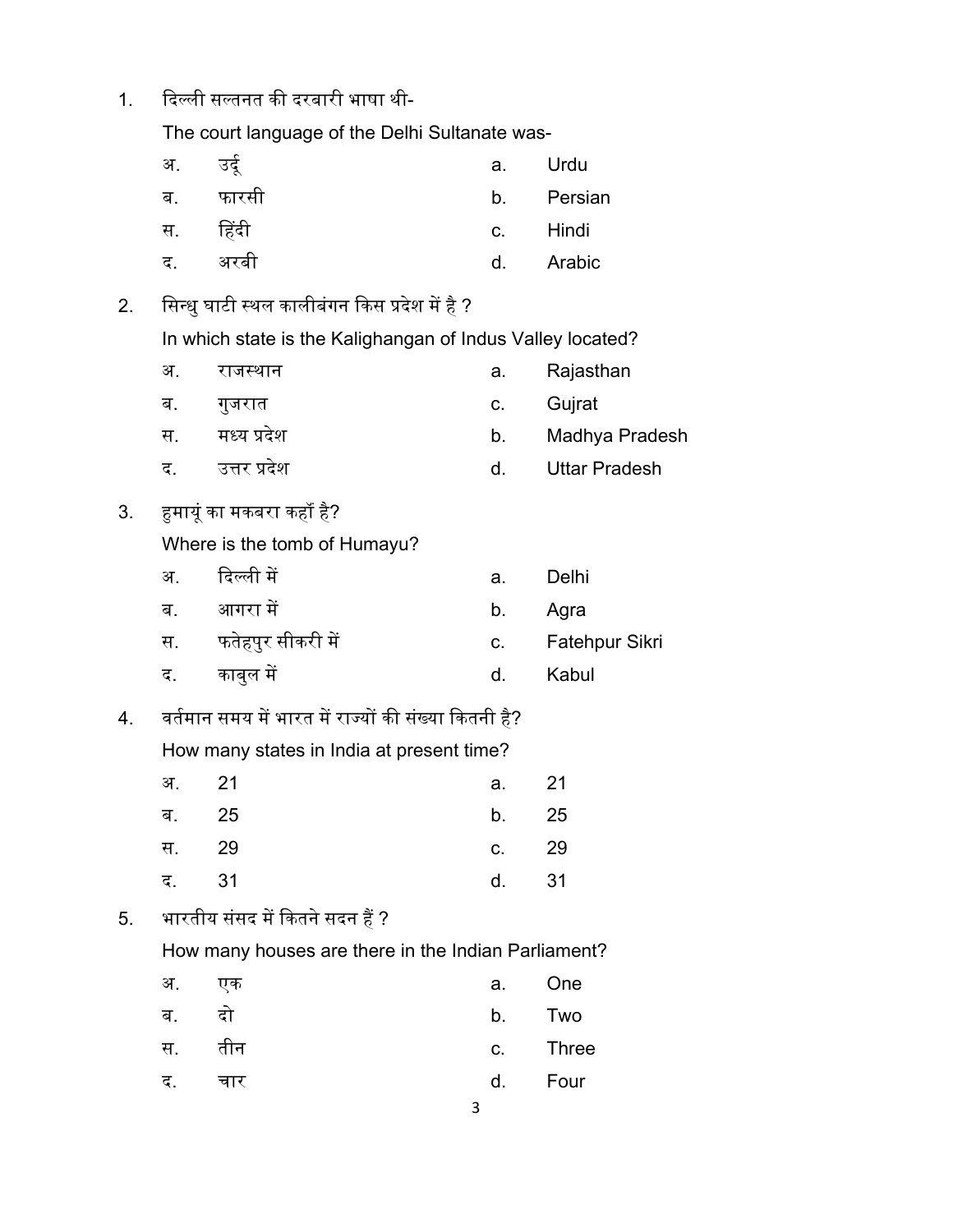1. दिल्ली सल्तनत की दरबारी भाषा थी-

   The court language of the Delhi Sultanate was-

   | | | | |
   |---|---|---|---|
   | अ. | उर्दू | a. | Urdu |
   | ब. | फारसी | b. | Persian |
   | स. | हिंदी | c. | Hindi |
   | द. | अरबी | d. | Arabic |

2. सिन्धु घाटी स्थल कालीबंगन किस प्रदेश में है ?

   In which state is the Kalighangan of Indus Valley located?

   | | | | |
   |---|---|---|---|
   | अ. | राजस्थान | a. | Rajasthan |
   | ब. | गुजरात | c. | Gujrat |
   | स. | मध्य प्रदेश | b. | Madhya Pradesh |
   | द. | उत्तर प्रदेश | d. | Uttar Pradesh |

3. हुमायूं का मकबरा कहॉं है?

   Where is the tomb of Humayu?

   | | | | |
   |---|---|---|---|
   | अ. | दिल्ली में | a. | Delhi |
   | ब. | आगरा में | b. | Agra |
   | स. | फतेहपुर सीकरी में | c. | Fatehpur Sikri |
   | द. | काबुल में | d. | Kabul |

4. वर्तमान समय में भारत में राज्यों की संख्या कितनी है?

   How many states in India at present time?

   | | | | |
   |---|---|---|---|
   | अ. | 21 | a. | 21 |
   | ब. | 25 | b. | 25 |
   | स. | 29 | c. | 29 |
   | द. | 31 | d. | 31 |

5. भारतीय संसद में कितने सदन हैं ?

   How many houses are there in the Indian Parliament?

   | | | | |
   |---|---|---|---|
   | अ. | एक | a. | One |
   | ब. | दो | b. | Two |
   | स. | तीन | c. | Three |
   | द. | चार | d. | Four |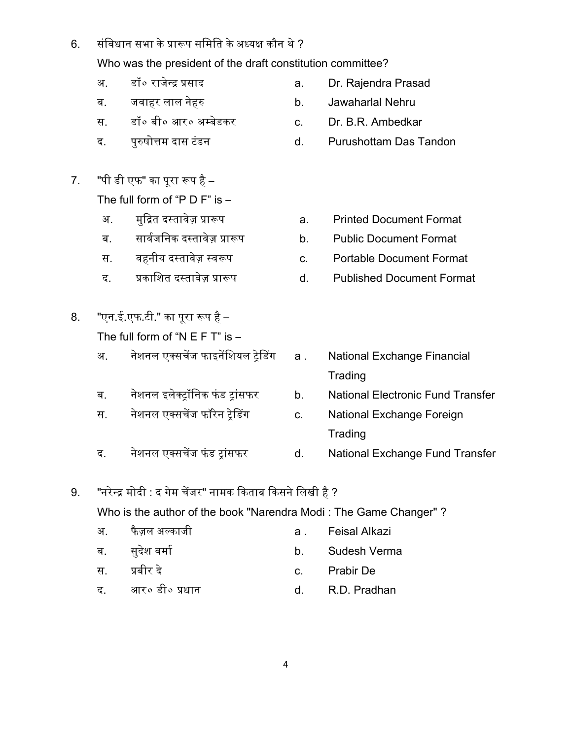6. संविधान सभा के प्रारूप समिति के अध्यक्ष कौन थे ?

   Who was the president of the draft constitution committee?

   | | | | |
   |---|---|---|---|
   | अ. | डॉ० राजेन्द्र प्रसाद | a. | Dr. Rajendra Prasad |
   | ब. | जवाहर लाल नेहरु | b. | Jawaharlal Nehru |
   | स. | डॉ० बी० आर० अम्बेडकर | c. | Dr. B.R. Ambedkar |
   | द. | पुरुषोत्तम दास टंडन | d. | Purushottam Das Tandon |

7. "पी डी एफ" का पूरा रूप है –

   The full form of "P D F" is –

   | | | | |
   |---|---|---|---|
   | अ. | मुद्रित दस्तावेज़ प्रारूप | a. | Printed Document Format |
   | ब. | सार्वजनिक दस्तावेज़ प्रारूप | b. | Public Document Format |
   | स. | वहनीय दस्तावेज़ स्वरूप | c. | Portable Document Format |
   | द. | प्रकाशित दस्तावेज़ प्रारूप | d. | Published Document Format |

8. "एन.ई.एफ.टी." का पूरा रूप है –

   The full form of "N E F T" is –

   | | | | |
   |---|---|---|---|
   | अ. | नेशनल एक्सचेंज फाइनेंशियल ट्रेडिंग | a . | National Exchange Financial Trading |
   | ब. | नेशनल इलेक्ट्रॉनिक फंड ट्रांसफर | b. | National Electronic Fund Transfer |
   | स. | नेशनल एक्सचेंज फॉरेन ट्रेडिंग | c. | National Exchange Foreign Trading |
   | द. | नेशनल एक्सचेंज फंड ट्रांसफर | d. | National Exchange Fund Transfer |

9. "नरेन्द्र मोदी : द गेम चेंजर" नामक किताब किसने लिखी है ?

   Who is the author of the book "Narendra Modi : The Game Changer" ?

   | | | | |
   |---|---|---|---|
   | अ. | फैज़ल अल्काजी | a . | Feisal Alkazi |
   | ब. | सुदेश वर्मा | b. | Sudesh Verma |
   | स. | प्रबीर दे | c. | Prabir De |
   | द. | आर० डी० प्रधान | d. | R.D. Pradhan |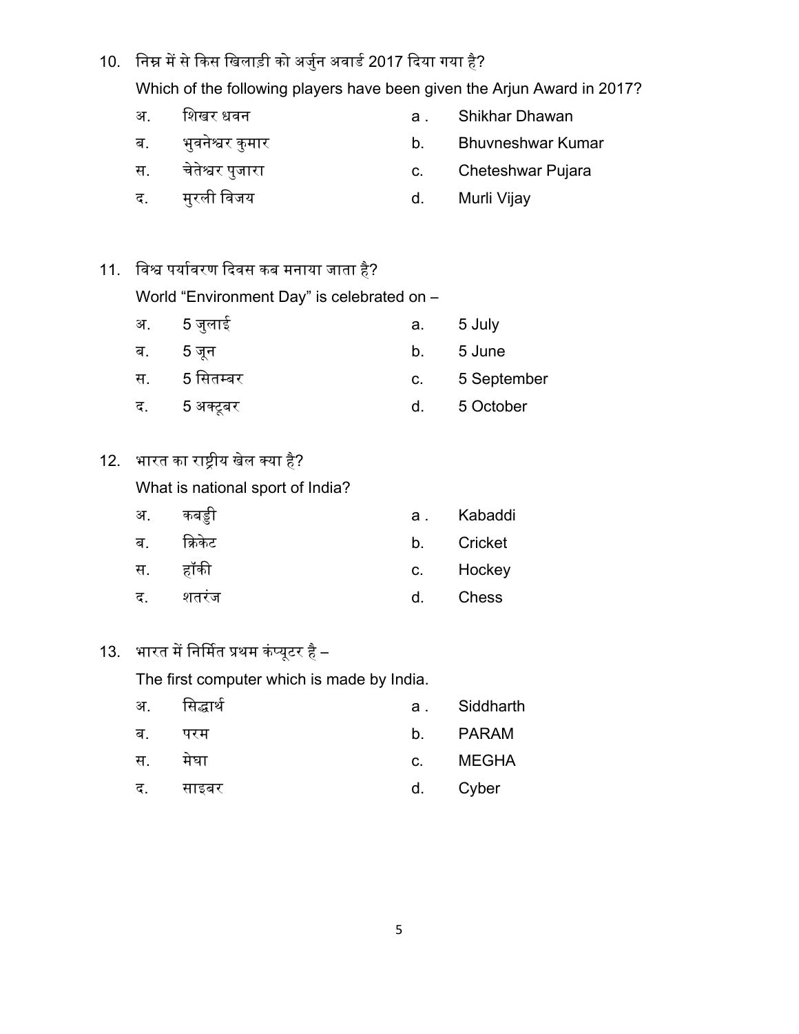10. निम्न में से किस खिलाड़ी को अर्जुन अवार्ड 2017 दिया गया है?

    Which of the following players have been given the Arjun Award in 2017?

| | | | |
|---|---|---|---|
| अ. | शिखर धवन | a . | Shikhar Dhawan |
| ब. | भुवनेश्वर कुमार | b. | Bhuvneshwar Kumar |
| स. | चेतेश्वर पुजारा | c. | Cheteshwar Pujara |
| द. | मुरली विजय | d. | Murli Vijay |

11. विश्व पर्यावरण दिवस कब मनाया जाता है?

    World “Environment Day” is celebrated on –

| | | | |
|---|---|---|---|
| अ. | 5 जुलाई | a. | 5 July |
| ब. | 5 जून | b. | 5 June |
| स. | 5 सितम्बर | c. | 5 September |
| द. | 5 अक्टूबर | d. | 5 October |

12. भारत का राष्ट्रीय खेल क्या है?

    What is national sport of India?

| | | | |
|---|---|---|---|
| अ. | कबड्डी | a . | Kabaddi |
| ब. | क्रिकेट | b. | Cricket |
| स. | हॉकी | c. | Hockey |
| द. | शतरंज | d. | Chess |

13. भारत में निर्मित प्रथम कंप्यूटर है –

    The first computer which is made by India.

| | | | |
|---|---|---|---|
| अ. | सिद्धार्थ | a . | Siddharth |
| ब. | परम | b. | PARAM |
| स. | मेघा | c. | MEGHA |
| द. | साइबर | d. | Cyber |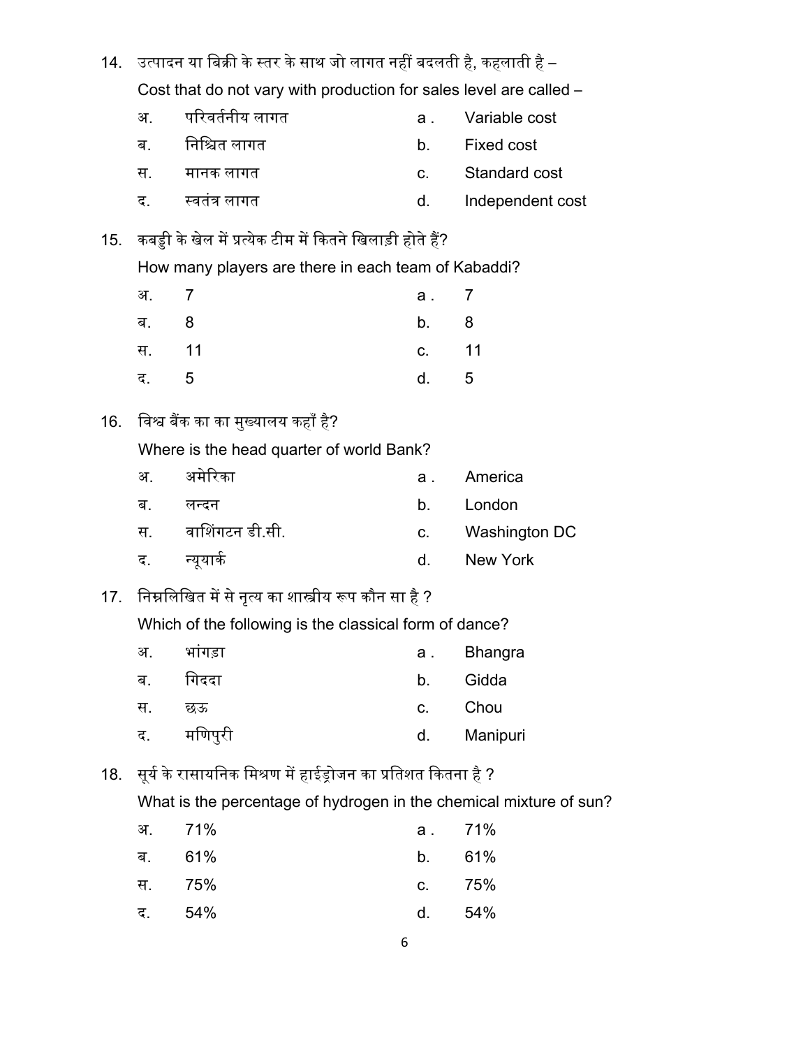14. उत्पादन या बिक्री के स्तर के साथ जो लागत नहीं बदलती है, कहलाती है –

    Cost that do not vary with production for sales level are called –

    | | | | |
    |---|---|---|---|
    | अ. | परिवर्तनीय लागत | a . | Variable cost |
    | ब. | निश्चित लागत | b. | Fixed cost |
    | स. | मानक लागत | c. | Standard cost |
    | द. | स्वतंत्र लागत | d. | Independent cost |

15. कबड्डी के खेल में प्रत्येक टीम में कितने खिलाड़ी होते हैं?

    How many players are there in each team of Kabaddi?

    | | | | |
    |---|---|---|---|
    | अ. | 7 | a . | 7 |
    | ब. | 8 | b. | 8 |
    | स. | 11 | c. | 11 |
    | द. | 5 | d. | 5 |

16. विश्व बैंक का का मुख्यालय कहाँ है?

    Where is the head quarter of world Bank?

    | | | | |
    |---|---|---|---|
    | अ. | अमेरिका | a . | America |
    | ब. | लन्दन | b. | London |
    | स. | वाशिंगटन डी.सी. | c. | Washington DC |
    | द. | न्यूयार्क | d. | New York |

17. निम्नलिखित में से नृत्य का शास्त्रीय रूप कौन सा है ?

    Which of the following is the classical form of dance?

    | | | | |
    |---|---|---|---|
    | अ. | भांगड़ा | a . | Bhangra |
    | ब. | गिदद‌ा | b. | Gidda |
    | स. | छऊ | c. | Chou |
    | द. | मणिपुरी | d. | Manipuri |

18. सूर्य के रासायनिक मिश्रण में हाईड्रोजन का प्रतिशत कितना है ?

    What is the percentage of hydrogen in the chemical mixture of sun?

    | | | | |
    |---|---|---|---|
    | अ. | 71% | a . | 71% |
    | ब. | 61% | b. | 61% |
    | स. | 75% | c. | 75% |
    | द. | 54% | d. | 54% |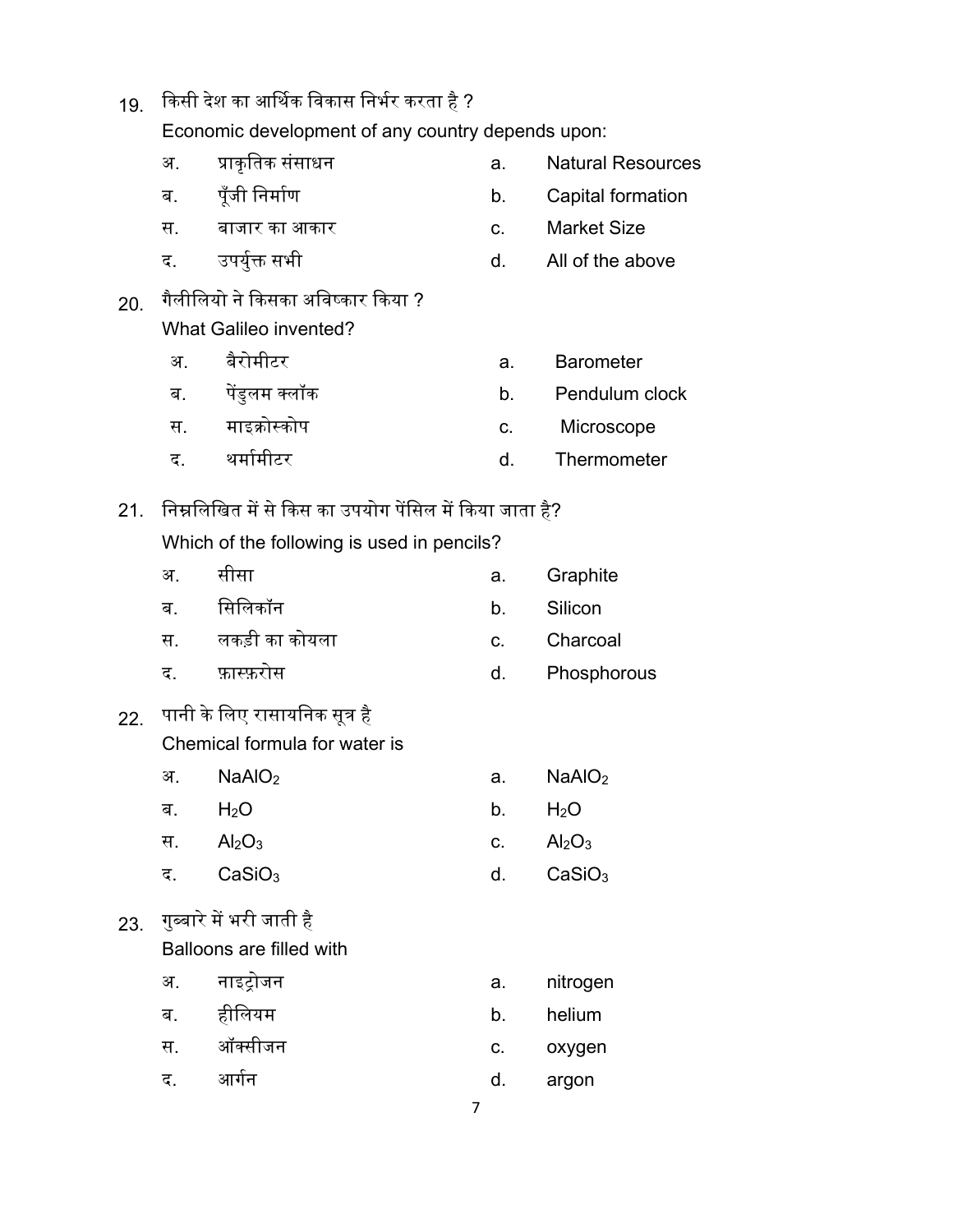19. किसी देश का आर्थिक विकास निर्भर करता है ?

Economic development of any country depends upon:

| | | | |
|---|---|---|---|
| अ. | प्राकृतिक संसाधन | a. | Natural Resources |
| ब. | पूँजी निर्माण | b. | Capital formation |
| स. | बाजार का आकार | c. | Market Size |
| द. | उपर्युक्त सभी | d. | All of the above |

20. गैलीलियो ने किसका अविष्कार किया ?

What Galileo invented?

| | | | |
|---|---|---|---|
| अ. | बैरोमीटर | a. | Barometer |
| ब. | पेंडुलम क्लॉक | b. | Pendulum clock |
| स. | माइक्रोस्कोप | c. | Microscope |
| द. | थर्मामीटर | d. | Thermometer |

21. निम्नलिखित में से किस का उपयोग पेंसिल में किया जाता है?

Which of the following is used in pencils?

| | | | |
|---|---|---|---|
| अ. | सीसा | a. | Graphite |
| ब. | सिलिकॉन | b. | Silicon |
| स. | लकड़ी का कोयला | c. | Charcoal |
| द. | फ़ास्फ़रोस | d. | Phosphorous |

22. पानी के लिए रासायनिक सूत्र है

Chemical formula for water is

| | | | |
|---|---|---|---|
| अ. | $NaAlO_2$ | a. | $NaAlO_2$ |
| ब. | $H_2O$ | b. | $H_2O$ |
| स. | $Al_2O_3$ | c. | $Al_2O_3$ |
| द. | $CaSiO_3$ | d. | $CaSiO_3$ |

23. गुब्बारे में भरी जाती है

Balloons are filled with

| | | | |
|---|---|---|---|
| अ. | नाइट्रोजन | a. | nitrogen |
| ब. | हीलियम | b. | helium |
| स. | ऑक्सीजन | c. | oxygen |
| द. | आर्गन | d. | argon |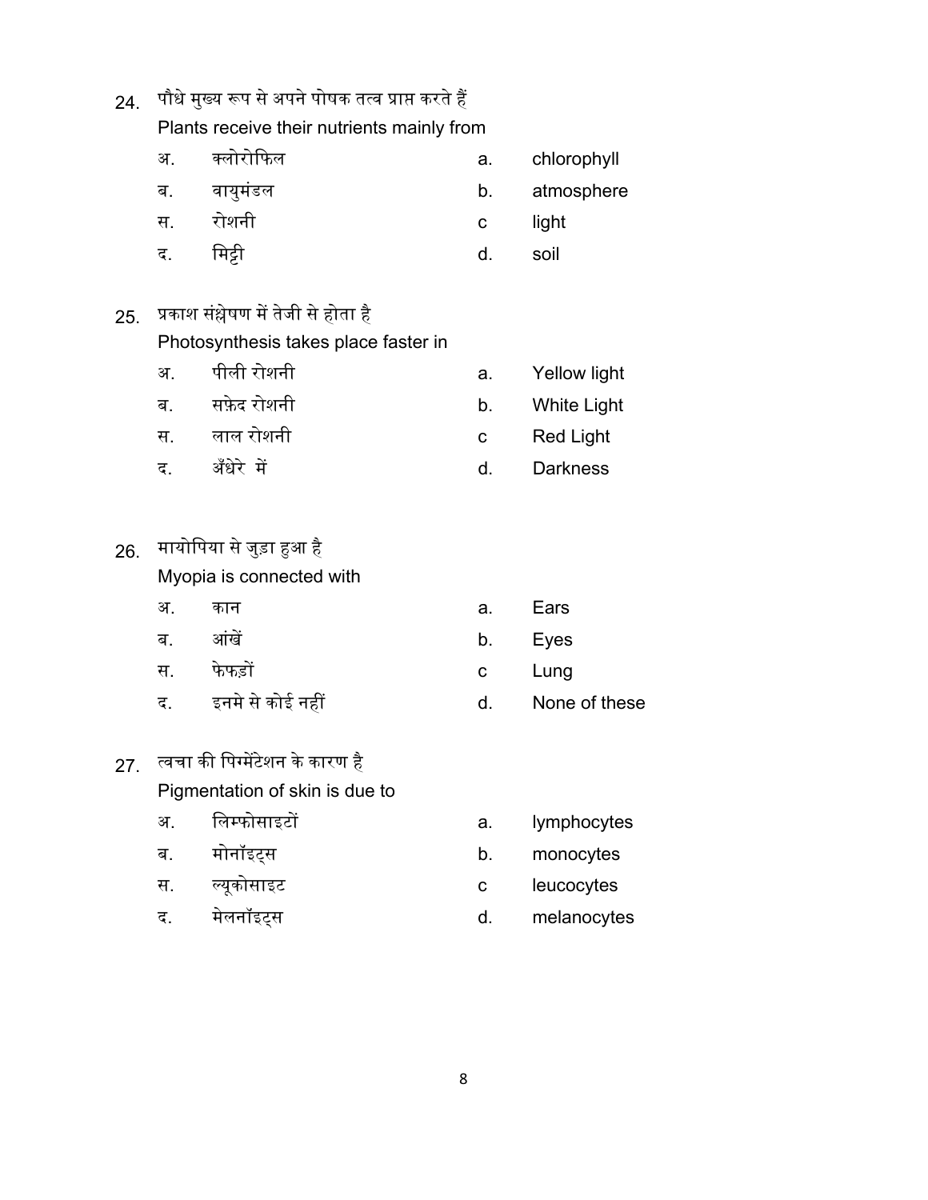24. पौधे मुख्य रूप से अपने पोषक तत्व प्राप्त करते हैं

Plants receive their nutrients mainly from

| | | | |
|---|---|---|---|
| अ. | क्लोरोफिल | a. | chlorophyll |
| ब. | वायुमंडल | b. | atmosphere |
| स. | रोशनी | c | light |
| द. | मिट्टी | d. | soil |

25. प्रकाश संश्लेषण में तेजी से होता है

Photosynthesis takes place faster in

| | | | |
|---|---|---|---|
| अ. | पीली रोशनी | a. | Yellow light |
| ब. | सफ़ेद रोशनी | b. | White Light |
| स. | लाल रोशनी | c | Red Light |
| द. | अँधेरे में | d. | Darkness |

26. मायोपिया से जुड़ा हुआ है

Myopia is connected with

| | | | |
|---|---|---|---|
| अ. | कान | a. | Ears |
| ब. | आंखें | b. | Eyes |
| स. | फेफड़ों | c | Lung |
| द. | इनमे से कोई नहीं | d. | None of these |

27. त्वचा की पिग्मेंटेशन के कारण है

Pigmentation of skin is due to

| | | | |
|---|---|---|---|
| अ. | लिम्फोसाइटों | a. | lymphocytes |
| ब. | मोनॉइट्स | b. | monocytes |
| स. | ल्यूकोसाइट | c | leucocytes |
| द. | मेलनॉइट्स | d. | melanocytes |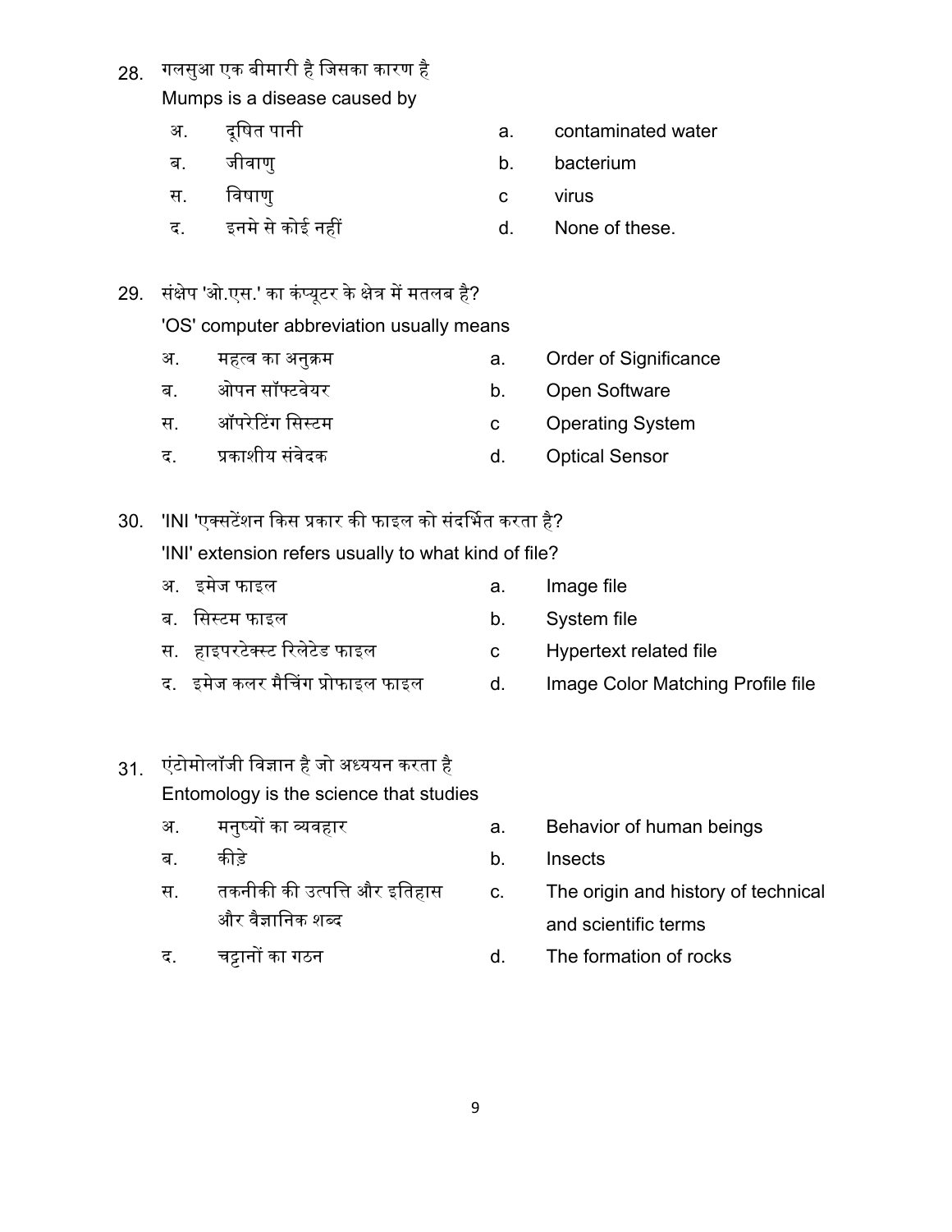28. गलसुआ एक बीमारी है जिसका कारण है
    Mumps is a disease caused by

| | | | |
|---|---|---|---|
| अ. | दूषित पानी | a. | contaminated water |
| ब. | जीवाणु | b. | bacterium |
| स. | विषाणु | c | virus |
| द. | इनमे से कोई नहीं | d. | None of these. |

29. संक्षेप 'ओ.एस.' का कंप्यूटर के क्षेत्र में मतलब है?
    'OS' computer abbreviation usually means

| | | | |
|---|---|---|---|
| अ. | महत्व का अनुक्रम | a. | Order of Significance |
| ब. | ओपन सॉफ्टवेयर | b. | Open Software |
| स. | ऑपरेटिंग सिस्टम | c | Operating System |
| द. | प्रकाशीय संवेदक | d. | Optical Sensor |

30. 'INI 'एक्सटेंशन किस प्रकार की फाइल को संदर्भित करता है?
    'INI' extension refers usually to what kind of file?

| | | | |
|---|---|---|---|
| अ. | इमेज फाइल | a. | Image file |
| ब. | सिस्टम फाइल | b. | System file |
| स. | हाइपरटेक्स्ट रिलेटेड फाइल | c | Hypertext related file |
| द. | इमेज कलर मैचिंग प्रोफाइल फाइल | d. | Image Color Matching Profile file |

31. एंटोमोलॉजी विज्ञान है जो अध्ययन करता है
    Entomology is the science that studies

| | | | |
|---|---|---|---|
| अ. | मनुष्यों का व्यवहार | a. | Behavior of human beings |
| ब. | कीड़े | b. | Insects |
| स. | तकनीकी की उत्पत्ति और इतिहास और वैज्ञानिक शब्द | c. | The origin and history of technical and scientific terms |
| द. | चट्टानों का गठन | d. | The formation of rocks |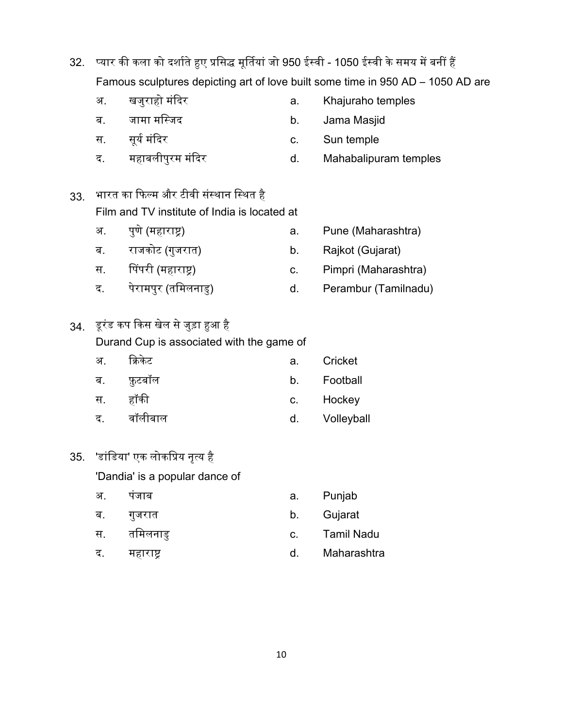32. प्यार की कला को दर्शाते हुए प्रसिद्ध मूर्तियां जो 950 ईस्वी - 1050 ईस्वी के समय में बनीं हैं

    Famous sculptures depicting art of love built some time in 950 AD – 1050 AD are

| | | | |
|---|---|---|---|
| अ. | खजुराहो मंदिर | a. | Khajuraho temples |
| ब. | जामा मस्जिद | b. | Jama Masjid |
| स. | सूर्य मंदिर | c. | Sun temple |
| द. | महाबलीपुरम मंदिर | d. | Mahabalipuram temples |

33. भारत का फिल्म और टीवी संस्थान स्थित है

    Film and TV institute of India is located at

| | | | |
|---|---|---|---|
| अ. | पुणे (महाराष्ट्र) | a. | Pune (Maharashtra) |
| ब. | राजकोट (गुजरात) | b. | Rajkot (Gujarat) |
| स. | पिंपरी (महाराष्ट्र) | c. | Pimpri (Maharashtra) |
| द. | पेरामपुर (तमिलनाडु) | d. | Perambur (Tamilnadu) |

34. डूरंड कप किस खेल से जुड़ा हुआ है

    Durand Cup is associated with the game of

| | | | |
|---|---|---|---|
| अ. | क्रिकेट | a. | Cricket |
| ब. | फ़ुटबॉल | b. | Football |
| स. | हॉकी | c. | Hockey |
| द. | वॉलीबाल | d. | Volleyball |

35. 'डांडिया' एक लोकप्रिय नृत्य है

    'Dandia' is a popular dance of

| | | | |
|---|---|---|---|
| अ. | पंजाब | a. | Punjab |
| ब. | गुजरात | b. | Gujarat |
| स. | तमिलनाडु | c. | Tamil Nadu |
| द. | महाराष्ट्र | d. | Maharashtra |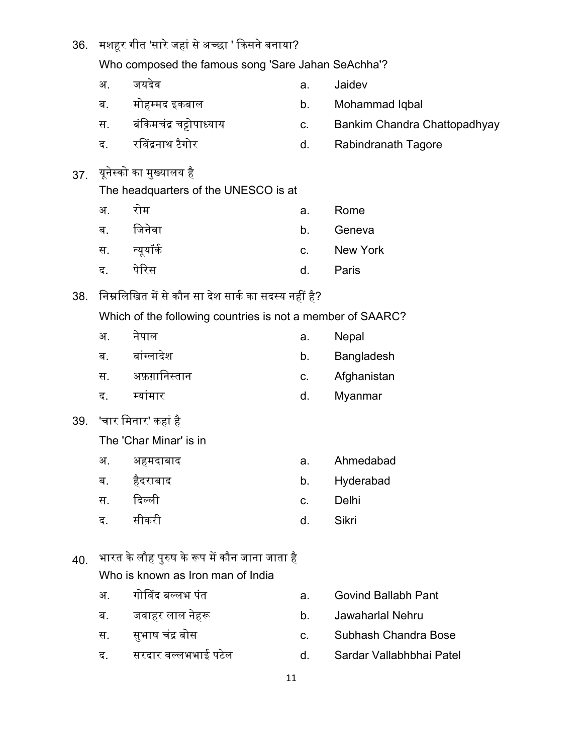36. मशहूर गीत 'सारे जहां से अच्छा ' किसने बनाया?

    Who composed the famous song 'Sare Jahan SeAchha'?

| | | | |
|---|---|---|---|
| अ. | जयदेव | a. | Jaidev |
| ब. | मोहम्मद इकबाल | b. | Mohammad Iqbal |
| स. | बंकिमचंद्र चट्टोपाध्याय | c. | Bankim Chandra Chattopadhyay |
| द. | रविंद्रनाथ टैगोर | d. | Rabindranath Tagore |

37. यूनेस्को का मुख्यालय है

    The headquarters of the UNESCO is at

| | | | |
|---|---|---|---|
| अ. | रोम | a. | Rome |
| ब. | जिनेवा | b. | Geneva |
| स. | न्यूयॉर्क | c. | New York |
| द. | पेरिस | d. | Paris |

38. निम्नलिखित में से कौन सा देश सार्क का सदस्य नहीं है?

    Which of the following countries is not a member of SAARC?

| | | | |
|---|---|---|---|
| अ. | नेपाल | a. | Nepal |
| ब. | बांग्लादेश | b. | Bangladesh |
| स. | अफ़ग़ानिस्तान | c. | Afghanistan |
| द. | म्यांमार | d. | Myanmar |

39. 'चार मिनार' कहां है

    The 'Char Minar' is in

| | | | |
|---|---|---|---|
| अ. | अहमदाबाद | a. | Ahmedabad |
| ब. | हैदराबाद | b. | Hyderabad |
| स. | दिल्ली | c. | Delhi |
| द. | सीकरी | d. | Sikri |

40. भारत के लौह पुरुष के रूप में कौन जाना जाता है

    Who is known as Iron man of India

| | | | |
|---|---|---|---|
| अ. | गोविंद बल्लभ पंत | a. | Govind Ballabh Pant |
| ब. | जवाहर लाल नेहरू | b. | Jawaharlal Nehru |
| स. | सुभाष चंद्र बोस | c. | Subhash Chandra Bose |
| द. | सरदार वल्लभभाई पटेल | d. | Sardar Vallabhbhai Patel |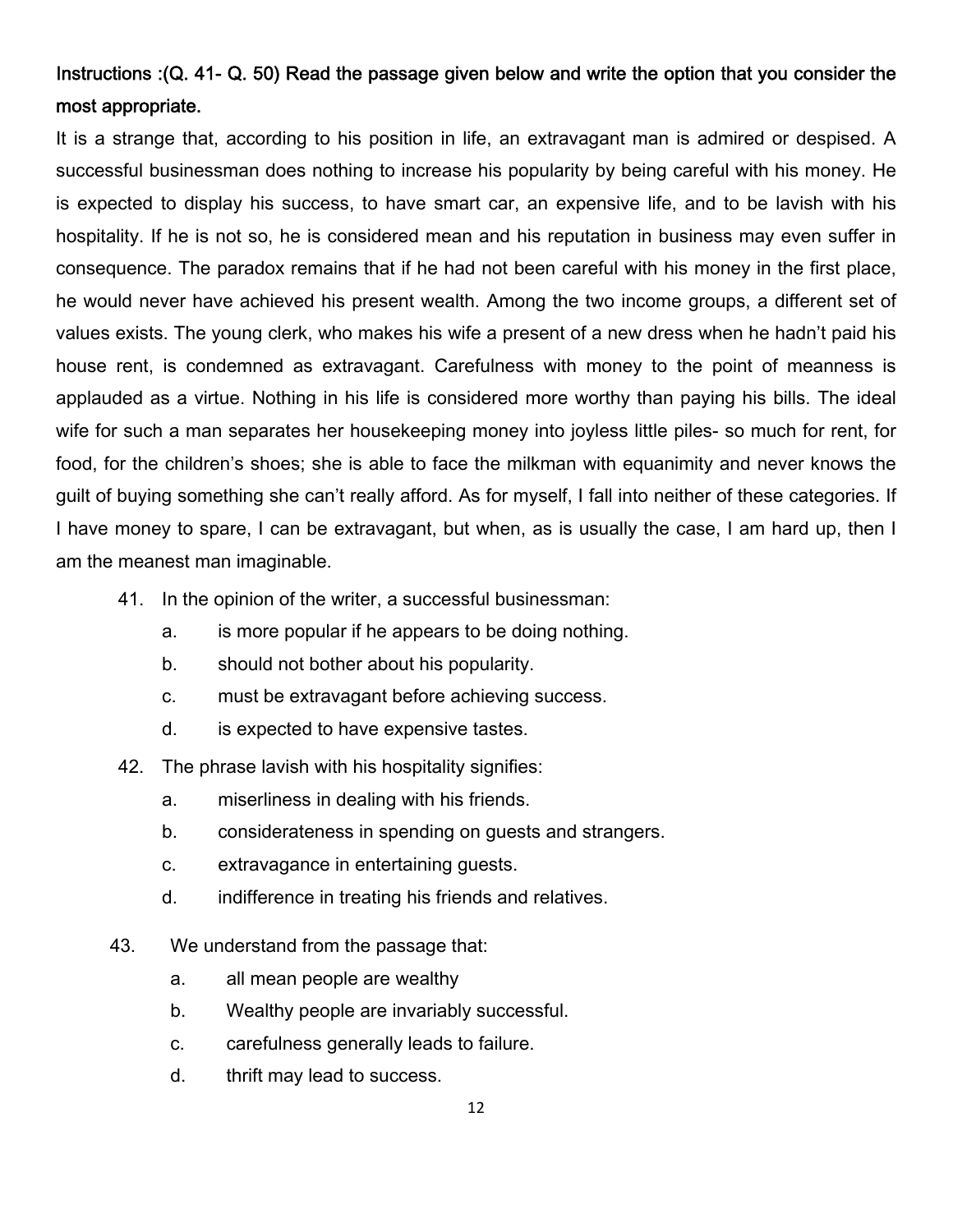**Instructions :(Q. 41- Q. 50) Read the passage given below and write the option that you consider the most appropriate.**

It is a strange that, according to his position in life, an extravagant man is admired or despised. A successful businessman does nothing to increase his popularity by being careful with his money. He is expected to display his success, to have smart car, an expensive life, and to be lavish with his hospitality. If he is not so, he is considered mean and his reputation in business may even suffer in consequence. The paradox remains that if he had not been careful with his money in the first place, he would never have achieved his present wealth. Among the two income groups, a different set of values exists. The young clerk, who makes his wife a present of a new dress when he hadn't paid his house rent, is condemned as extravagant. Carefulness with money to the point of meanness is applauded as a virtue. Nothing in his life is considered more worthy than paying his bills. The ideal wife for such a man separates her housekeeping money into joyless little piles- so much for rent, for food, for the children's shoes; she is able to face the milkman with equanimity and never knows the guilt of buying something she can't really afford. As for myself, I fall into neither of these categories. If I have money to spare, I can be extravagant, but when, as is usually the case, I am hard up, then I am the meanest man imaginable.

41. In the opinion of the writer, a successful businessman:
    - a. is more popular if he appears to be doing nothing.
    - b. should not bother about his popularity.
    - c. must be extravagant before achieving success.
    - d. is expected to have expensive tastes.

42. The phrase lavish with his hospitality signifies:
    - a. miserliness in dealing with his friends.
    - b. considerateness in spending on guests and strangers.
    - c. extravagance in entertaining guests.
    - d. indifference in treating his friends and relatives.

43. We understand from the passage that:
    - a. all mean people are wealthy
    - b. Wealthy people are invariably successful.
    - c. carefulness generally leads to failure.
    - d. thrift may lead to success.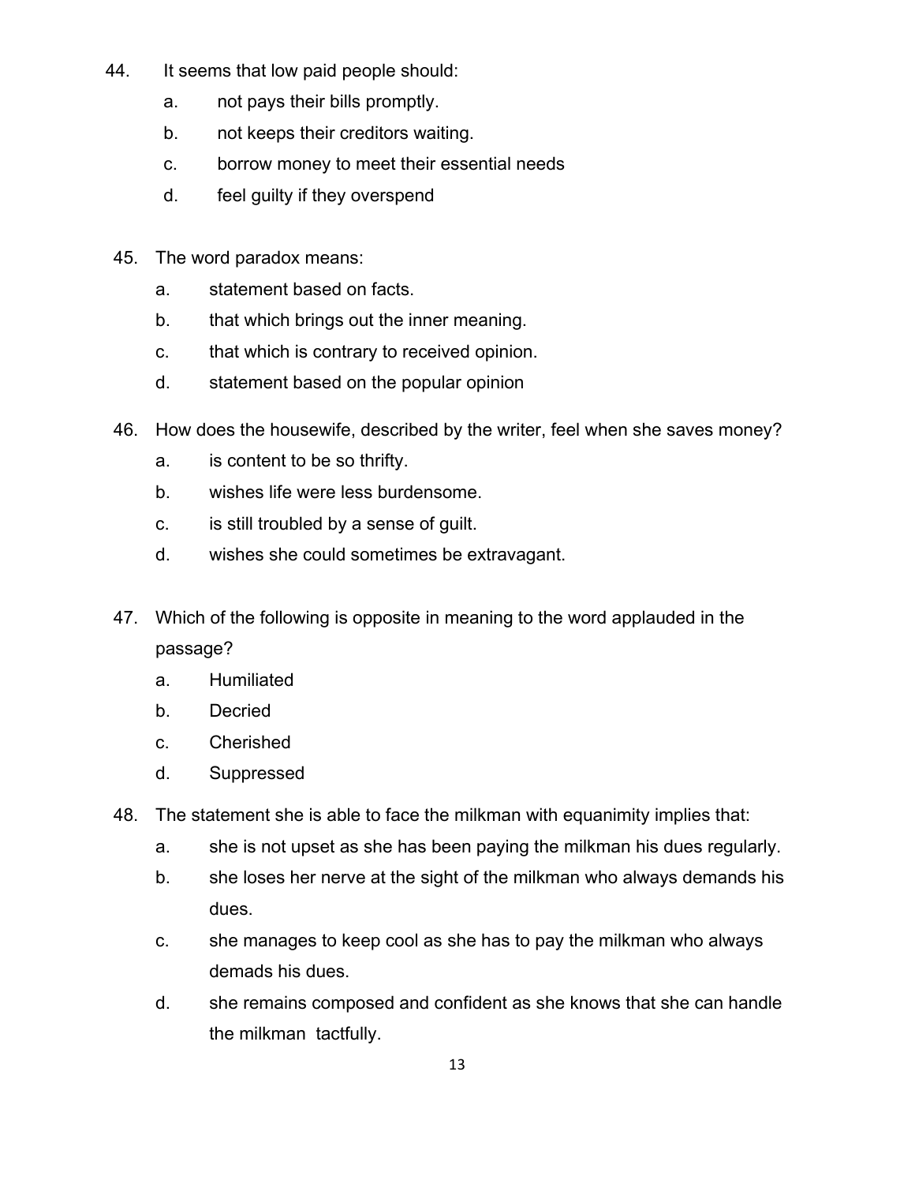44. It seems that low paid people should:
    a. not pays their bills promptly.
    b. not keeps their creditors waiting.
    c. borrow money to meet their essential needs
    d. feel guilty if they overspend

45. The word paradox means:
    a. statement based on facts.
    b. that which brings out the inner meaning.
    c. that which is contrary to received opinion.
    d. statement based on the popular opinion

46. How does the housewife, described by the writer, feel when she saves money?
    a. is content to be so thrifty.
    b. wishes life were less burdensome.
    c. is still troubled by a sense of guilt.
    d. wishes she could sometimes be extravagant.

47. Which of the following is opposite in meaning to the word applauded in the passage?
    a. Humiliated
    b. Decried
    c. Cherished
    d. Suppressed

48. The statement she is able to face the milkman with equanimity implies that:
    a. she is not upset as she has been paying the milkman his dues regularly.
    b. she loses her nerve at the sight of the milkman who always demands his dues.
    c. she manages to keep cool as she has to pay the milkman who always demads his dues.
    d. she remains composed and confident as she knows that she can handle the milkman tactfully.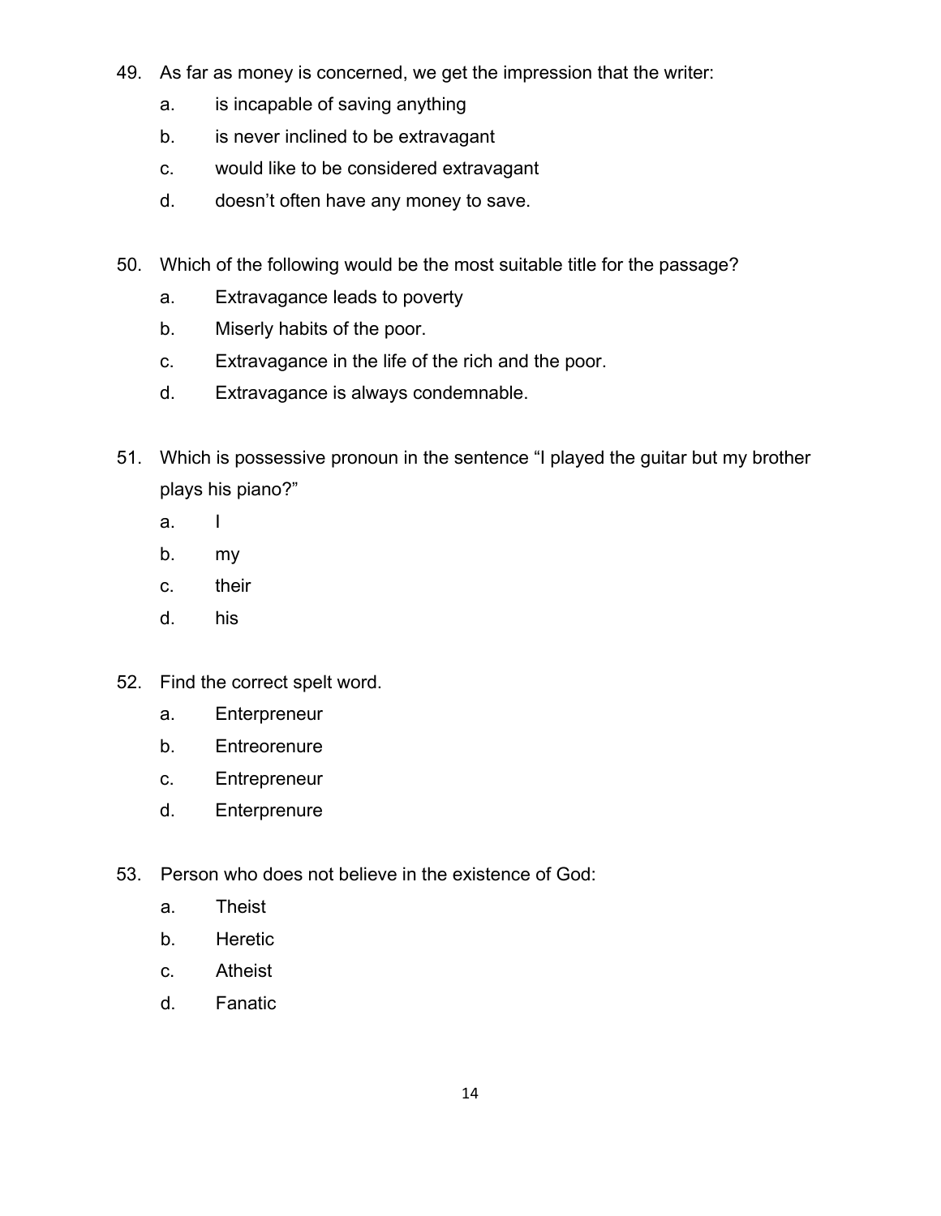49. As far as money is concerned, we get the impression that the writer:
    a. is incapable of saving anything
    b. is never inclined to be extravagant
    c. would like to be considered extravagant
    d. doesn't often have any money to save.

50. Which of the following would be the most suitable title for the passage?
    a. Extravagance leads to poverty
    b. Miserly habits of the poor.
    c. Extravagance in the life of the rich and the poor.
    d. Extravagance is always condemnable.

51. Which is possessive pronoun in the sentence "I played the guitar but my brother plays his piano?"
    a. I
    b. my
    c. their
    d. his

52. Find the correct spelt word.
    a. Enterpreneur
    b. Entreorenure
    c. Entrepreneur
    d. Enterprenure

53. Person who does not believe in the existence of God:
    a. Theist
    b. Heretic
    c. Atheist
    d. Fanatic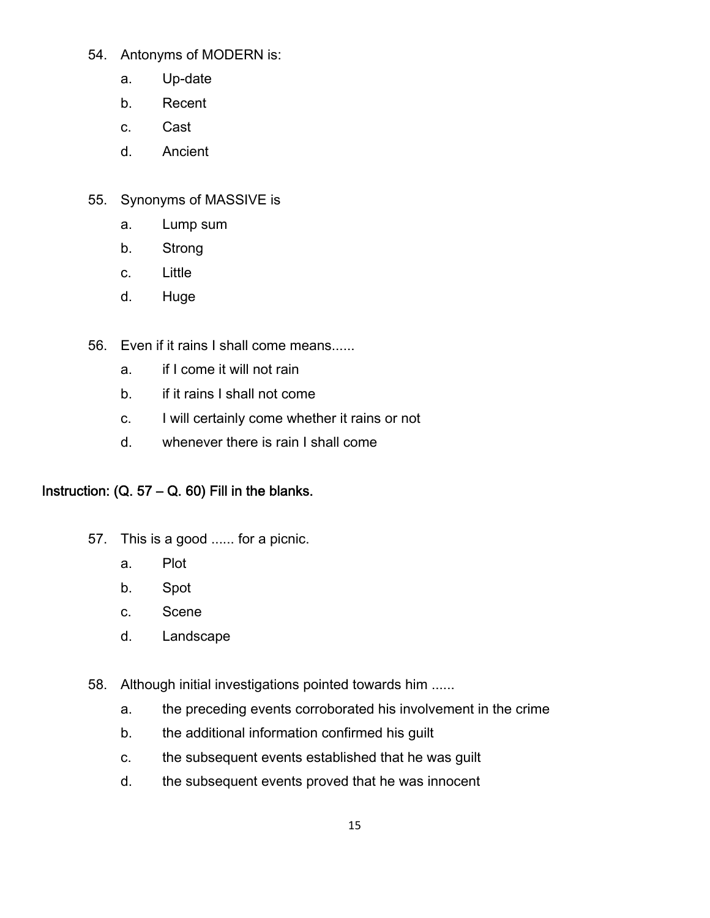54. Antonyms of MODERN is:
    a. Up-date
    b. Recent
    c. Cast
    d. Ancient

55. Synonyms of MASSIVE is
    a. Lump sum
    b. Strong
    c. Little
    d. Huge

56. Even if it rains I shall come means......
    a. if I come it will not rain
    b. if it rains I shall not come
    c. I will certainly come whether it rains or not
    d. whenever there is rain I shall come

**Instruction: (Q. 57 – Q. 60) Fill in the blanks.**

57. This is a good ...... for a picnic.
    a. Plot
    b. Spot
    c. Scene
    d. Landscape

58. Although initial investigations pointed towards him ......
    a. the preceding events corroborated his involvement in the crime
    b. the additional information confirmed his guilt
    c. the subsequent events established that he was guilt
    d. the subsequent events proved that he was innocent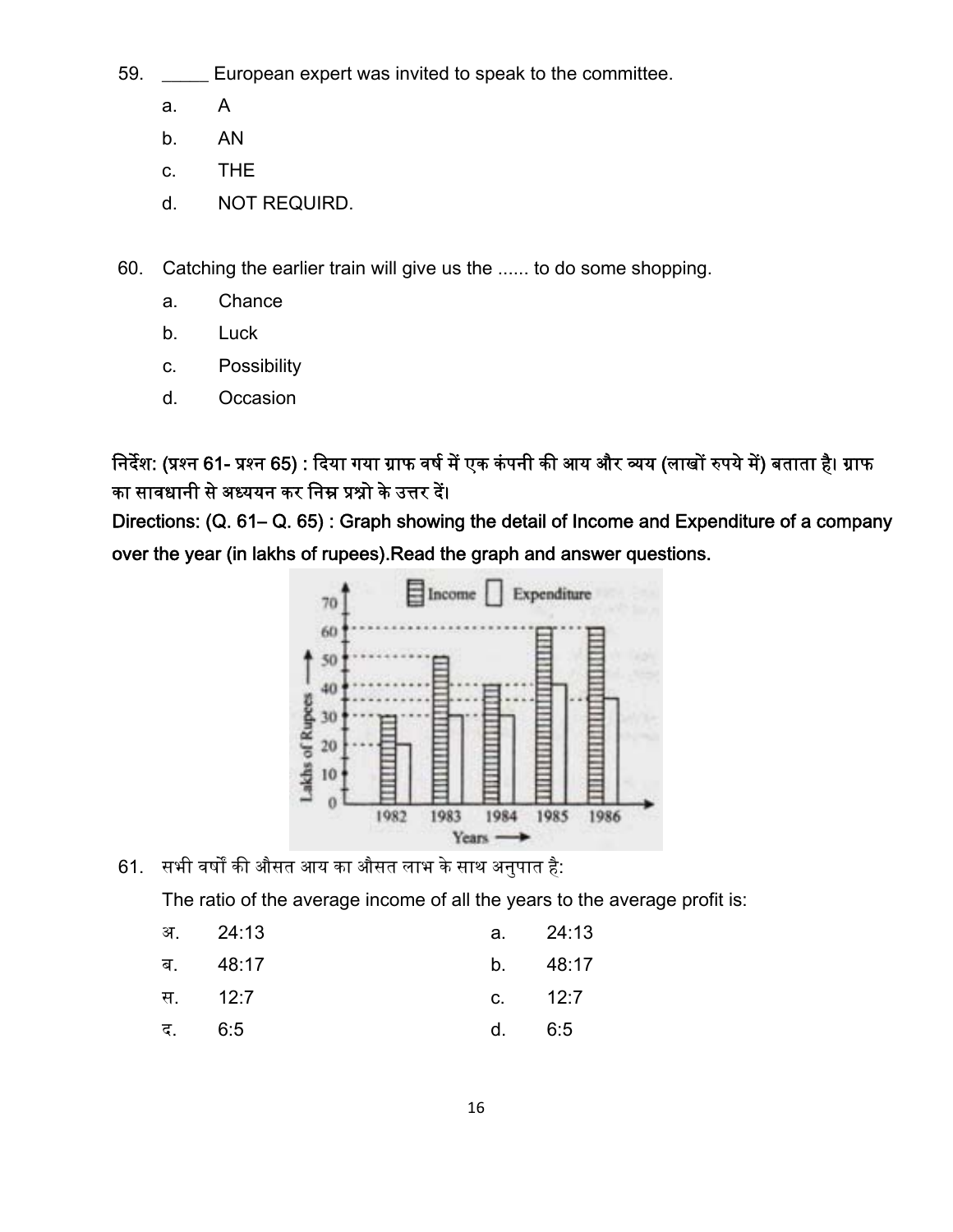59. _____ European expert was invited to speak to the committee.

 a. A

 b. AN

 c. THE

 d. NOT REQUIRD.

60. Catching the earlier train will give us the ...... to do some shopping.

 a. Chance

 b. Luck

 c. Possibility

 d. Occasion

**निर्देश: (प्रश्न 61- प्रश्न 65) : दिया गया ग्राफ वर्ष में एक कंपनी की आय और व्यय (लाखों रुपये में) बताता है। ग्राफ का सावधानी से अध्ययन कर निम्न प्रश्नो के उत्तर दें।**

**Directions: (Q. 61– Q. 65) : Graph showing the detail of Income and Expenditure of a company over the year (in lakhs of rupees).Read the graph and answer questions.**

61. सभी वर्षों की औसत आय का औसत लाभ के साथ अनुपात है:

 The ratio of the average income of all the years to the average profit is:

| | | | |
|---|---|---|---|
| अ. | 24:13 | a. | 24:13 |
| ब. | 48:17 | b. | 48:17 |
| स. | 12:7 | c. | 12:7 |
| द. | 6:5 | d. | 6:5 |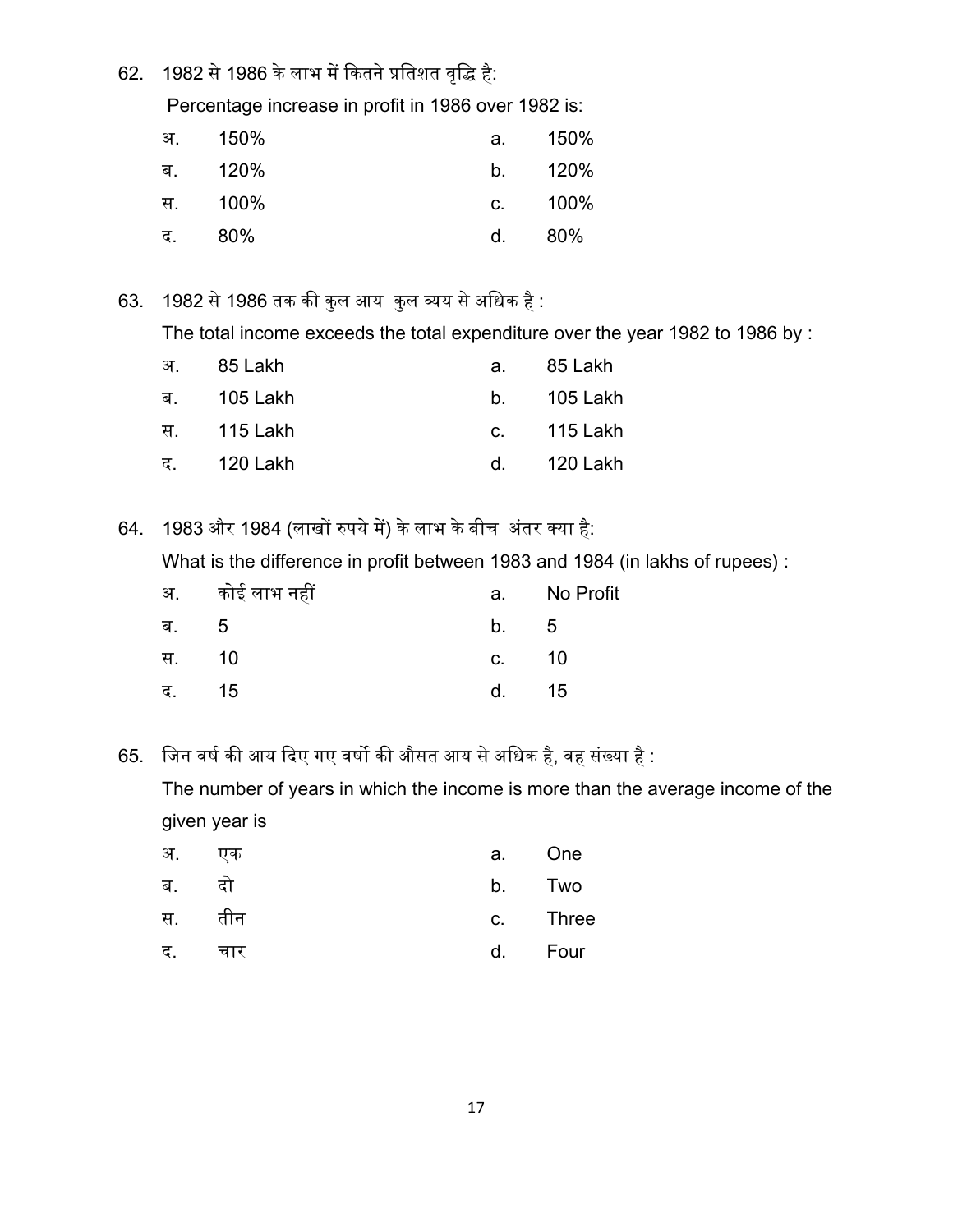62. 1982 से 1986 के लाभ में कितने प्रतिशत वृद्धि है:

Percentage increase in profit in 1986 over 1982 is:

| | | | |
|---|---|---|---|
| अ. | 150% | a. | 150% |
| ब. | 120% | b. | 120% |
| स. | 100% | c. | 100% |
| द. | 80% | d. | 80% |

63. 1982 से 1986 तक की कुल आय कुल व्यय से अधिक है :

The total income exceeds the total expenditure over the year 1982 to 1986 by :

| | | | |
|---|---|---|---|
| अ. | 85 Lakh | a. | 85 Lakh |
| ब. | 105 Lakh | b. | 105 Lakh |
| स. | 115 Lakh | c. | 115 Lakh |
| द. | 120 Lakh | d. | 120 Lakh |

64. 1983 और 1984 (लाखों रुपये में) के लाभ के बीच अंतर क्या है:

What is the difference in profit between 1983 and 1984 (in lakhs of rupees) :

| | | | |
|---|---|---|---|
| अ. | कोई लाभ नहीं | a. | No Profit |
| ब. | 5 | b. | 5 |
| स. | 10 | c. | 10 |
| द. | 15 | d. | 15 |

65. जिन वर्ष की आय दिए गए वर्षो की औसत आय से अधिक है, वह संख्या है :

The number of years in which the income is more than the average income of the given year is

| | | | |
|---|---|---|---|
| अ. | एक | a. | One |
| ब. | दो | b. | Two |
| स. | तीन | c. | Three |
| द. | चार | d. | Four |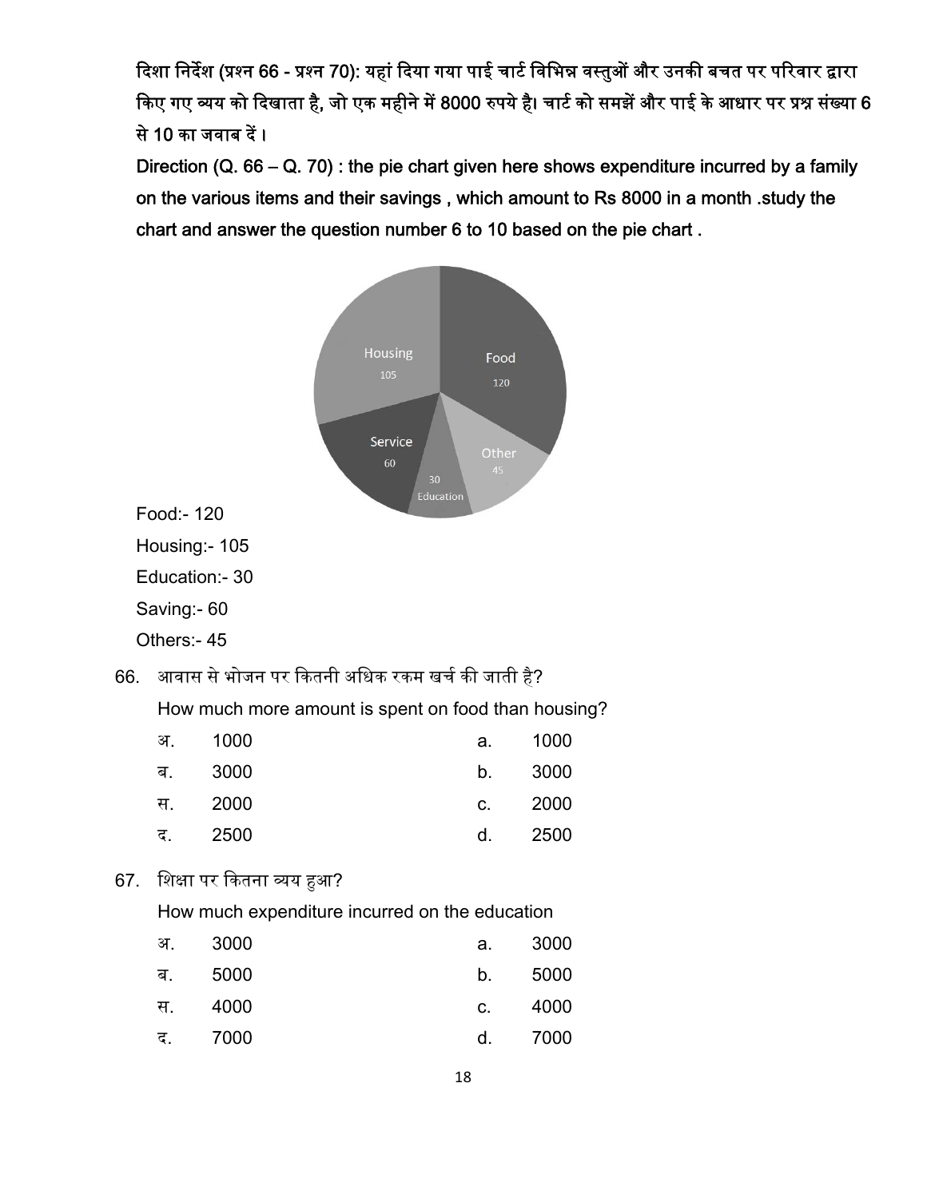**दिशा निर्देश (प्रश्न 66 - प्रश्न 70): यहां दिया गया पाई चार्ट विभिन्न वस्तुओं और उनकी बचत पर परिवार द्वारा किए गए व्यय को दिखाता है, जो एक महीने में 8000 रुपये है। चार्ट को समझें और पाई के आधार पर प्रश्न संख्या 6 से 10 का जवाब दें।**

**Direction (Q. 66 – Q. 70) : the pie chart given here shows expenditure incurred by a family on the various items and their savings , which amount to Rs 8000 in a month .study the chart and answer the question number 6 to 10 based on the pie chart .**

Housing 105

Food 120

Service 60

Other 45

30 Education

Food:- 120

Housing:- 105

Education:- 30

Saving:- 60

Others:- 45

66. आवास से भोजन पर कितनी अधिक रकम खर्च की जाती है?

    How much more amount is spent on food than housing?

| | | | |
|---|---|---|---|
| अ. | 1000 | a. | 1000 |
| ब. | 3000 | b. | 3000 |
| स. | 2000 | c. | 2000 |
| द. | 2500 | d. | 2500 |

67. शिक्षा पर कितना व्यय हुआ?

    How much expenditure incurred on the education

| | | | |
|---|---|---|---|
| अ. | 3000 | a. | 3000 |
| ब. | 5000 | b. | 5000 |
| स. | 4000 | c. | 4000 |
| द. | 7000 | d. | 7000 |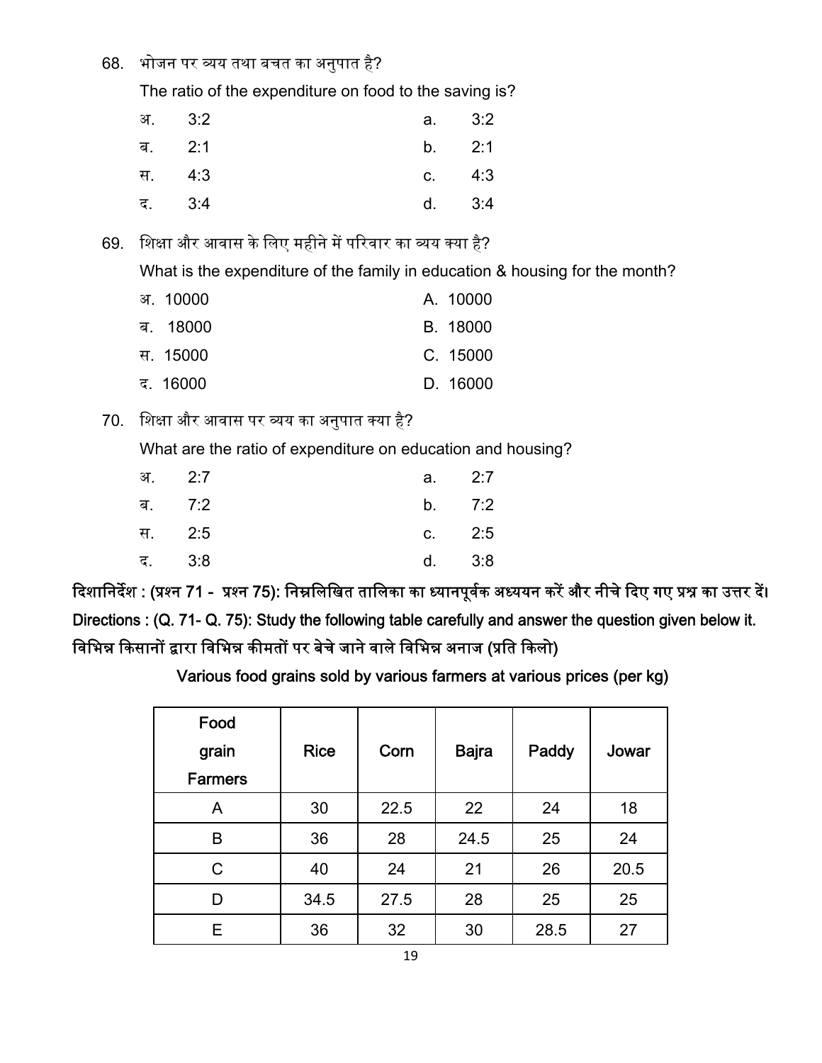68. भोजन पर व्यय तथा बचत का अनुपात है?

The ratio of the expenditure on food to the saving is?

| | | | |
|---|---|---|---|
| अ. | 3:2 | a. | 3:2 |
| ब. | 2:1 | b. | 2:1 |
| स. | 4:3 | c. | 4:3 |
| द. | 3:4 | d. | 3:4 |

69. शिक्षा और आवास के लिए महीने में परिवार का व्यय क्या है?

What is the expenditure of the family in education & housing for the month?

| | |
|---|---|
| अ. 10000 | A. 10000 |
| ब. 18000 | B. 18000 |
| स. 15000 | C. 15000 |
| द. 16000 | D. 16000 |

70. शिक्षा और आवास पर व्यय का अनुपात क्या है?

What are the ratio of expenditure on education and housing?

| | | | |
|---|---|---|---|
| अ. | 2:7 | a. | 2:7 |
| ब. | 7:2 | b. | 7:2 |
| स. | 2:5 | c. | 2:5 |
| द. | 3:8 | d. | 3:8 |

**दिशानिर्देश : (प्रश्न 71 - प्रश्न 75): निम्नलिखित तालिका का ध्यानपूर्वक अध्ययन करें और नीचे दिए गए प्रश्न का उत्तर दें।**

**Directions : (Q. 71- Q. 75): Study the following table carefully and answer the question given below it.**

**विभिन्न किसानों द्वारा विभिन्न कीमतों पर बेचे जाने वाले विभिन्न अनाज (प्रति किलो)**

Various food grains sold by various farmers at various prices (per kg)

| Food grain Farmers | Rice | Corn | Bajra | Paddy | Jowar |
|---|---|---|---|---|---|
| A | 30 | 22.5 | 22 | 24 | 18 |
| B | 36 | 28 | 24.5 | 25 | 24 |
| C | 40 | 24 | 21 | 26 | 20.5 |
| D | 34.5 | 27.5 | 28 | 25 | 25 |
| E | 36 | 32 | 30 | 28.5 | 27 |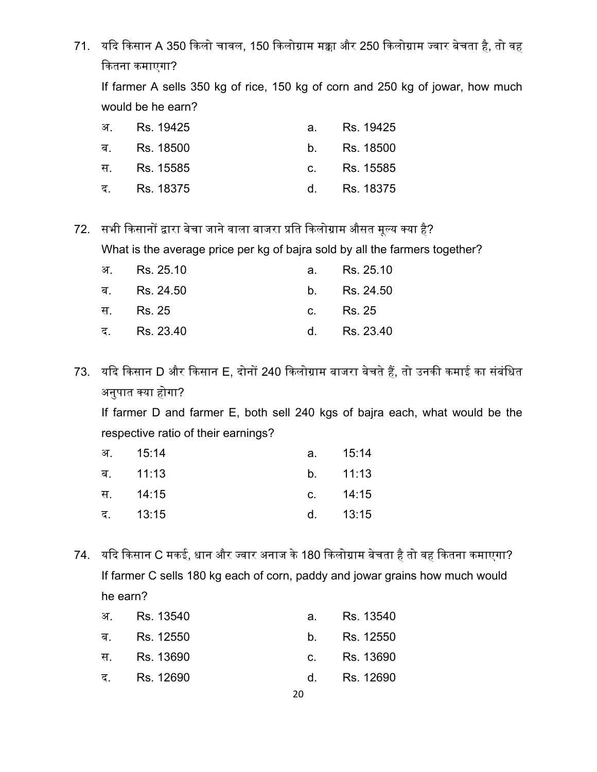71. यदि किसान A 350 किलो चावल, 150 किलोग्राम मक्का और 250 किलोग्राम ज्वार बेचता है, तो वह कितना कमाएगा?

    If farmer A sells 350 kg of rice, 150 kg of corn and 250 kg of jowar, how much would be he earn?

| | | | |
|---|---|---|---|
| अ. | Rs. 19425 | a. | Rs. 19425 |
| ब. | Rs. 18500 | b. | Rs. 18500 |
| स. | Rs. 15585 | c. | Rs. 15585 |
| द. | Rs. 18375 | d. | Rs. 18375 |

72. सभी किसानों द्वारा बेचा जाने वाला बाजरा प्रति किलोग्राम औसत मूल्य क्या है?

    What is the average price per kg of bajra sold by all the farmers together?

| | | | |
|---|---|---|---|
| अ. | Rs. 25.10 | a. | Rs. 25.10 |
| ब. | Rs. 24.50 | b. | Rs. 24.50 |
| स. | Rs. 25 | c. | Rs. 25 |
| द. | Rs. 23.40 | d. | Rs. 23.40 |

73. यदि किसान D और किसान E, दोनों 240 किलोग्राम बाजरा बेचते हैं, तो उनकी कमाई का संबंधित अनुपात क्या होगा?

    If farmer D and farmer E, both sell 240 kgs of bajra each, what would be the respective ratio of their earnings?

| | | | |
|---|---|---|---|
| अ. | 15:14 | a. | 15:14 |
| ब. | 11:13 | b. | 11:13 |
| स. | 14:15 | c. | 14:15 |
| द. | 13:15 | d. | 13:15 |

74. यदि किसान C मकई, धान और ज्वार अनाज के 180 किलोग्राम बेचता है तो वह कितना कमाएगा?

    If farmer C sells 180 kg each of corn, paddy and jowar grains how much would he earn?

| | | | |
|---|---|---|---|
| अ. | Rs. 13540 | a. | Rs. 13540 |
| ब. | Rs. 12550 | b. | Rs. 12550 |
| स. | Rs. 13690 | c. | Rs. 13690 |
| द. | Rs. 12690 | d. | Rs. 12690 |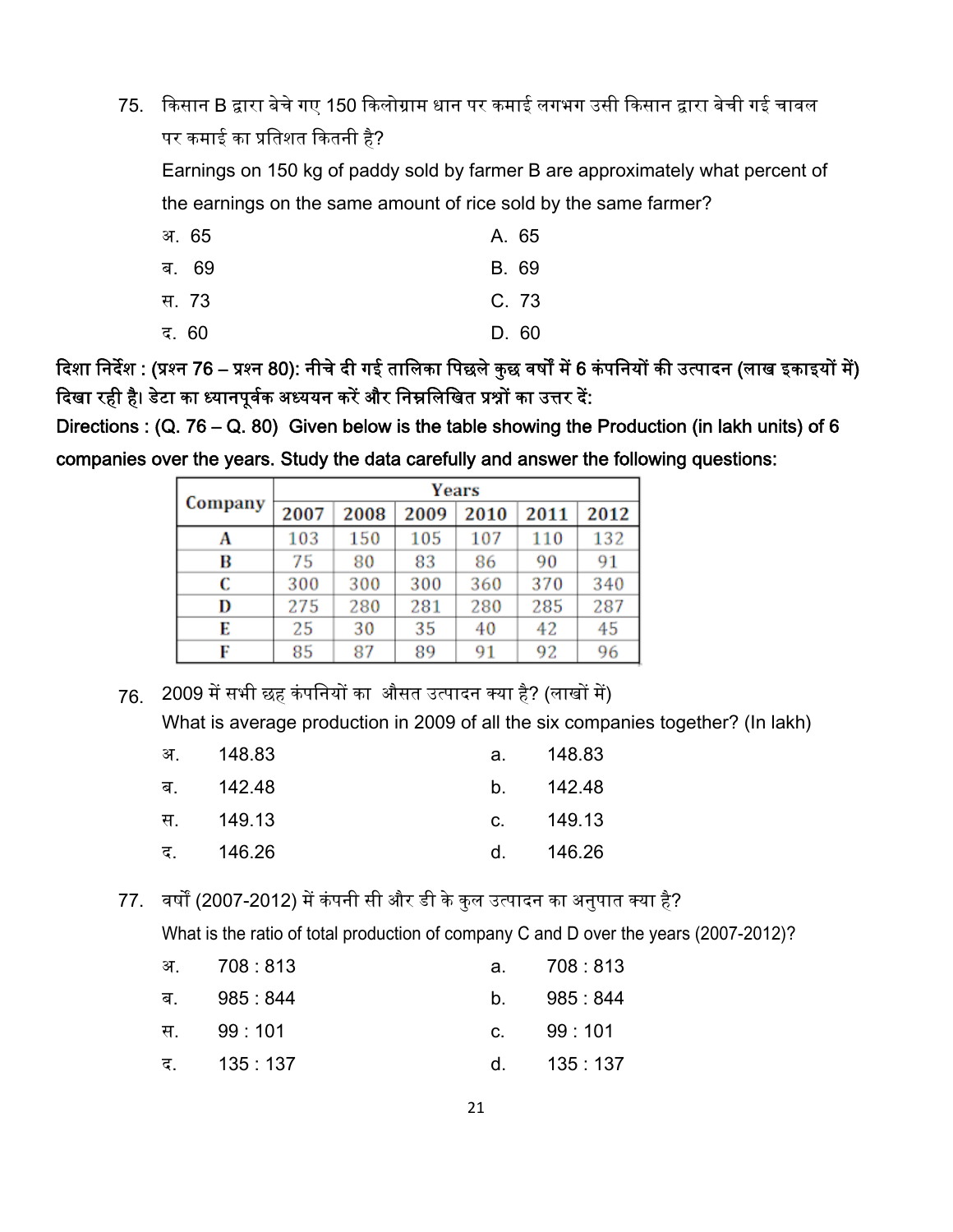75. किसान B द्वारा बेचे गए 150 किलोग्राम धान पर कमाई लगभग उसी किसान द्वारा बेची गई चावल पर कमाई का प्रतिशत कितनी है?

Earnings on 150 kg of paddy sold by farmer B are approximately what percent of the earnings on the same amount of rice sold by the same farmer?

| | |
|---|---|
| अ. 65 | A. 65 |
| ब. 69 | B. 69 |
| स. 73 | C. 73 |
| द. 60 | D. 60 |

**दिशा निर्देश : (प्रश्न 76 – प्रश्न 80): नीचे दी गई तालिका पिछले कुछ वर्षों में 6 कंपनियों की उत्पादन (लाख इकाइयों में) दिखा रही है। डेटा का ध्यानपूर्वक अध्ययन करें और निम्नलिखित प्रश्नों का उत्तर दें:**

**Directions : (Q. 76 – Q. 80) Given below is the table showing the Production (in lakh units) of 6 companies over the years. Study the data carefully and answer the following questions:**

| Company | Years | | | | | |
|---|---|---|---|---|---|---|
| | 2007 | 2008 | 2009 | 2010 | 2011 | 2012 |
| A | 103 | 150 | 105 | 107 | 110 | 132 |
| B | 75 | 80 | 83 | 86 | 90 | 91 |
| C | 300 | 300 | 300 | 360 | 370 | 340 |
| D | 275 | 280 | 281 | 280 | 285 | 287 |
| E | 25 | 30 | 35 | 40 | 42 | 45 |
| F | 85 | 87 | 89 | 91 | 92 | 96 |

76. 2009 में सभी छह कंपनियों का औसत उत्पादन क्या है? (लाखों में)

What is average production in 2009 of all the six companies together? (In lakh)

| | |
|---|---|
| अ. 148.83 | a. 148.83 |
| ब. 142.48 | b. 142.48 |
| स. 149.13 | c. 149.13 |
| द. 146.26 | d. 146.26 |

77. वर्षों (2007-2012) में कंपनी सी और डी के कुल उत्पादन का अनुपात क्या है?

What is the ratio of total production of company C and D over the years (2007-2012)?

| | |
|---|---|
| अ. 708 : 813 | a. 708 : 813 |
| ब. 985 : 844 | b. 985 : 844 |
| स. 99 : 101 | c. 99 : 101 |
| द. 135 : 137 | d. 135 : 137 |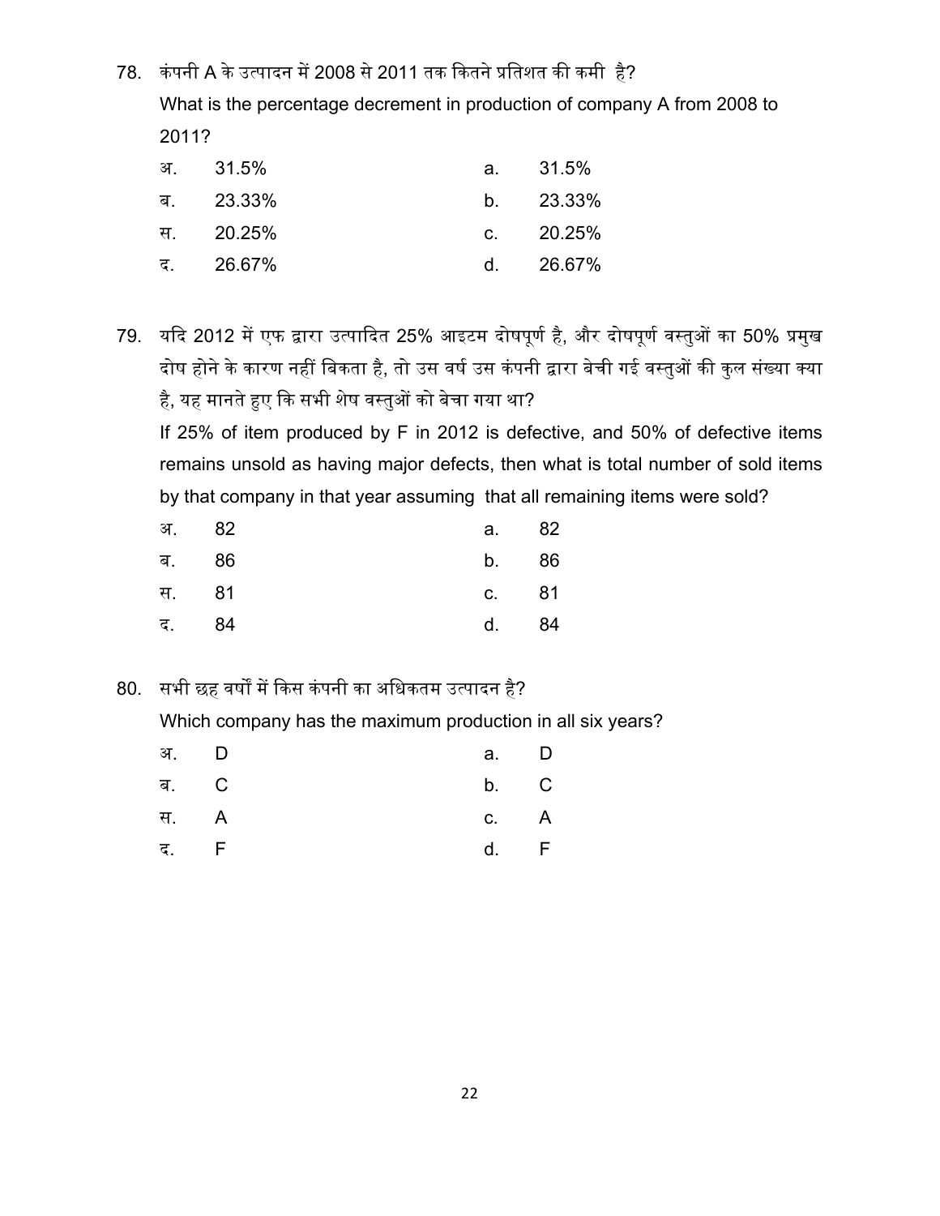78. कंपनी A के उत्पादन में 2008 से 2011 तक कितने प्रतिशत की कमी है?

What is the percentage decrement in production of company A from 2008 to 2011?

| | | | |
|---|---|---|---|
| अ. | 31.5% | a. | 31.5% |
| ब. | 23.33% | b. | 23.33% |
| स. | 20.25% | c. | 20.25% |
| द. | 26.67% | d. | 26.67% |

79. यदि 2012 में एफ द्वारा उत्पादित 25% आइटम दोषपूर्ण है, और दोषपूर्ण वस्तुओं का 50% प्रमुख दोष होने के कारण नहीं बिकता है, तो उस वर्ष उस कंपनी द्वारा बेची गई वस्तुओं की कुल संख्या क्या है, यह मानते हुए कि सभी शेष वस्तुओं को बेचा गया था?

If 25% of item produced by F in 2012 is defective, and 50% of defective items remains unsold as having major defects, then what is total number of sold items by that company in that year assuming that all remaining items were sold?

| | | | |
|---|---|---|---|
| अ. | 82 | a. | 82 |
| ब. | 86 | b. | 86 |
| स. | 81 | c. | 81 |
| द. | 84 | d. | 84 |

80. सभी छह वर्षों में किस कंपनी का अधिकतम उत्पादन है?

Which company has the maximum production in all six years?

| | | | |
|---|---|---|---|
| अ. | D | a. | D |
| ब. | C | b. | C |
| स. | A | c. | A |
| द. | F | d. | F |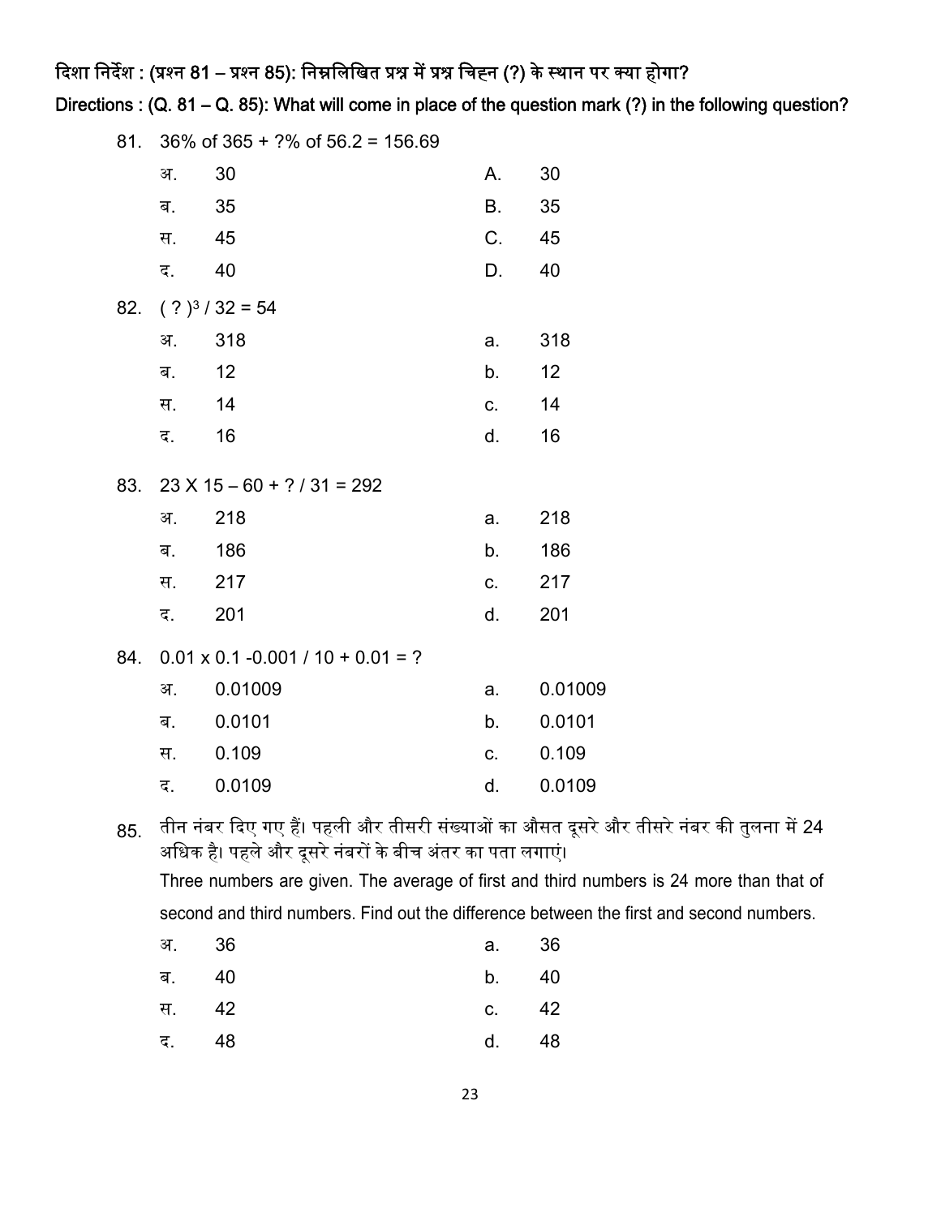**दिशा निर्देश : (प्रश्न 81 – प्रश्न 85): निम्नलिखित प्रश्न में प्रश्न चिह्न (?) के स्थान पर क्या होगा?**

**Directions : (Q. 81 – Q. 85): What will come in place of the question mark (?) in the following question?**

81. 36% of 365 + ?% of 56.2 = 156.69

| | | | |
|---|---|---|---|
| अ. | 30 | A. | 30 |
| ब. | 35 | B. | 35 |
| स. | 45 | C. | 45 |
| द. | 40 | D. | 40 |

82. $( ? )^3 / 32 = 54$

| | | | |
|---|---|---|---|
| अ. | 318 | a. | 318 |
| ब. | 12 | b. | 12 |
| स. | 14 | c. | 14 |
| द. | 16 | d. | 16 |

83. 23 X 15 – 60 + ? / 31 = 292

| | | | |
|---|---|---|---|
| अ. | 218 | a. | 218 |
| ब. | 186 | b. | 186 |
| स. | 217 | c. | 217 |
| द. | 201 | d. | 201 |

84. 0.01 x 0.1 -0.001 / 10 + 0.01 = ?

| | | | |
|---|---|---|---|
| अ. | 0.01009 | a. | 0.01009 |
| ब. | 0.0101 | b. | 0.0101 |
| स. | 0.109 | c. | 0.109 |
| द. | 0.0109 | d. | 0.0109 |

85. तीन नंबर दिए गए हैं। पहली और तीसरी संख्याओं का औसत दूसरे और तीसरे नंबर की तुलना में 24 अधिक है। पहले और दूसरे नंबरों के बीच अंतर का पता लगाएं।

Three numbers are given. The average of first and third numbers is 24 more than that of second and third numbers. Find out the difference between the first and second numbers.

| | | | |
|---|---|---|---|
| अ. | 36 | a. | 36 |
| ब. | 40 | b. | 40 |
| स. | 42 | c. | 42 |
| द. | 48 | d. | 48 |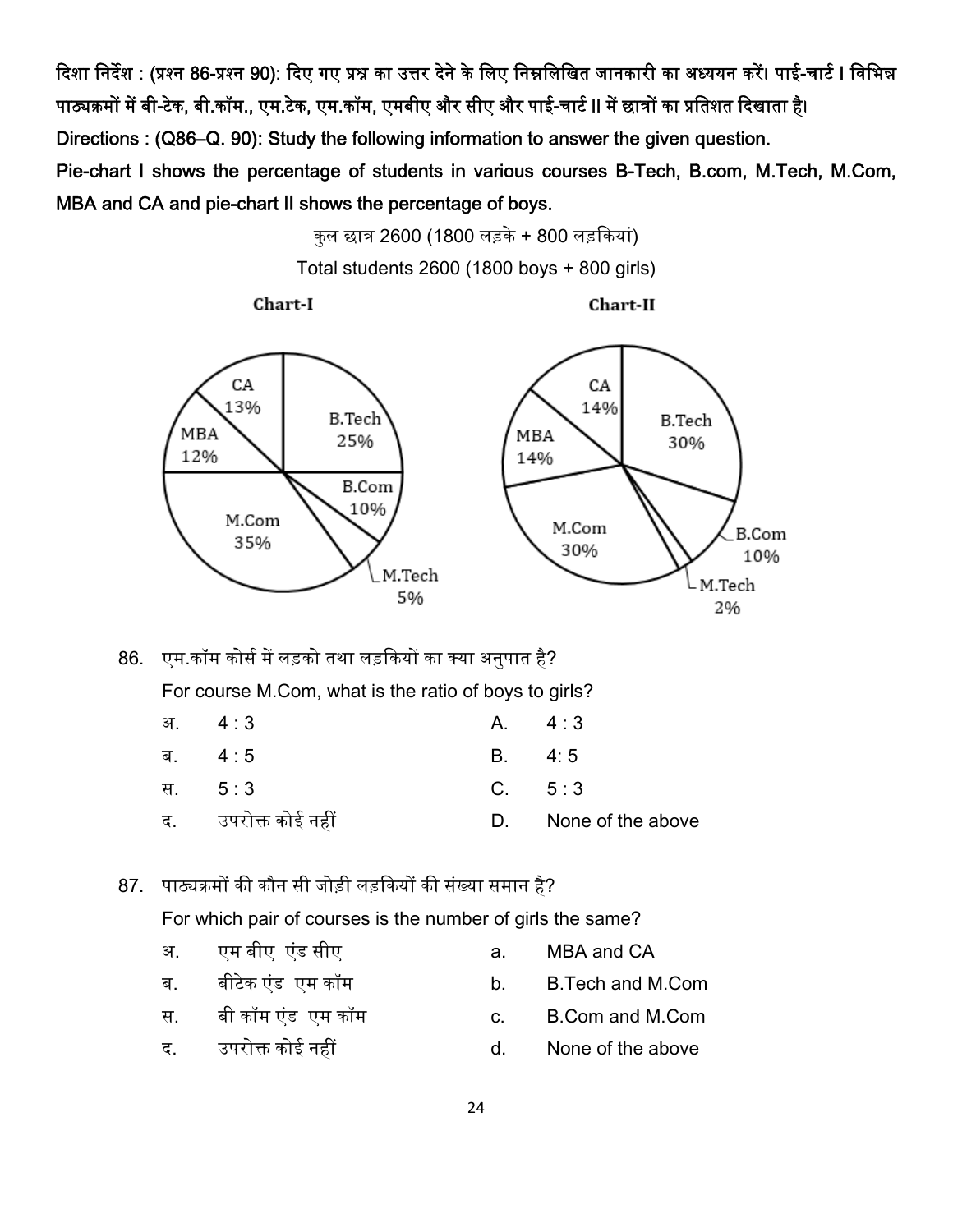**दिशा निर्देश : (प्रश्न 86-प्रश्न 90): दिए गए प्रश्न का उत्तर देने के लिए निम्नलिखित जानकारी का अध्ययन करें। पाई-चार्ट I विभिन्न पाठ्यक्रमों में बी-टेक, बी.कॉम., एम.टेक, एम.कॉम, एमबीए और सीए और पाई-चार्ट II में छात्रों का प्रतिशत दिखाता है।**

**Directions : (Q86–Q. 90): Study the following information to answer the given question.**

**Pie-chart I shows the percentage of students in various courses B-Tech, B.com, M.Tech, M.Com, MBA and CA and pie-chart II shows the percentage of boys.**

कुल छात्र 2600 (1800 लड़के + 800 लड़कियां)

Total students 2600 (1800 boys + 800 girls)

**Chart-I**

| Course | Percentage |
| --- | --- |
| B.Tech | 25% |
| B.Com | 10% |
| M.Tech | 5% |
| M.Com | 35% |
| MBA | 12% |
| CA | 13% |

**Chart-II**

| Course | Percentage |
| --- | --- |
| B.Tech | 30% |
| B.Com | 10% |
| M.Tech | 2% |
| M.Com | 30% |
| MBA | 14% |
| CA | 14% |

86. एम.कॉम कोर्स में लड़को तथा लड़कियों का क्या अनुपात है?

For course M.Com, what is the ratio of boys to girls?

| | | | |
| --- | --- | --- | --- |
| अ. | 4 : 3 | A. | 4 : 3 |
| ब. | 4 : 5 | B. | 4: 5 |
| स. | 5 : 3 | C. | 5 : 3 |
| द. | उपरोक्त कोई नहीं | D. | None of the above |

87. पाठ्यक्रमों की कौन सी जोड़ी लड़कियों की संख्या समान है?

For which pair of courses is the number of girls the same?

| | | | |
| --- | --- | --- | --- |
| अ. | एम बीए एंड सीए | a. | MBA and CA |
| ब. | बीटेक एंड एम कॉम | b. | B.Tech and M.Com |
| स. | बी कॉम एंड एम कॉम | c. | B.Com and M.Com |
| द. | उपरोक्त कोई नहीं | d. | None of the above |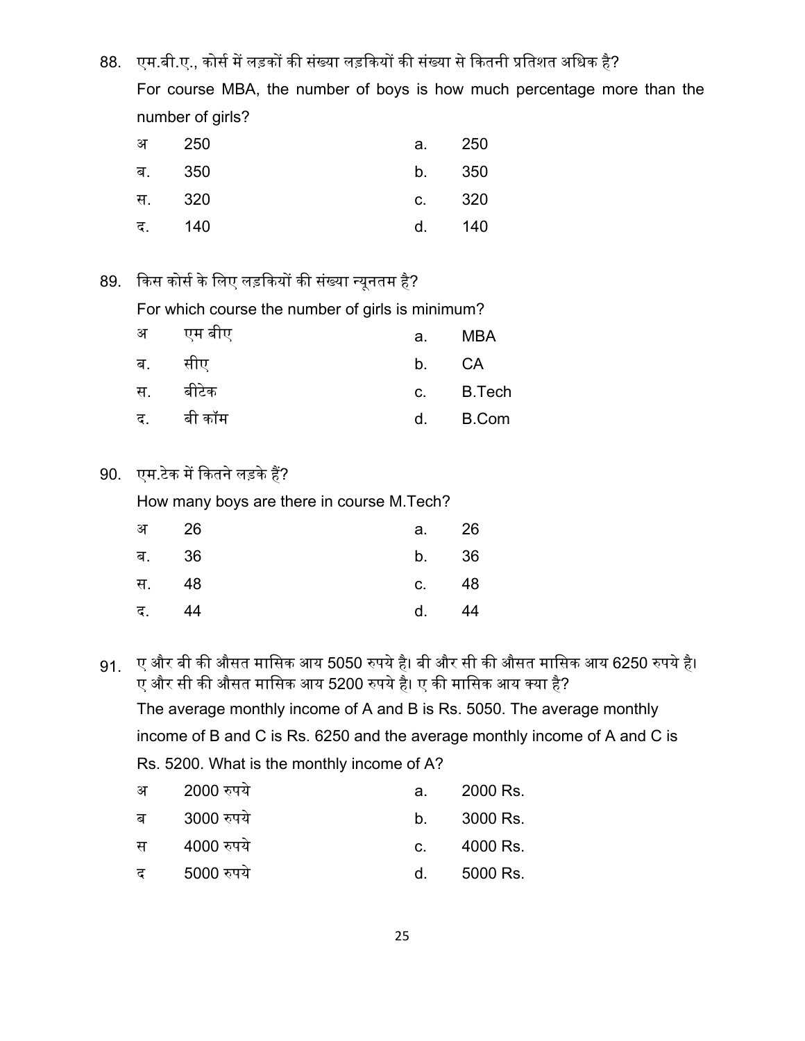88. एम.बी.ए., कोर्स में लड़कों की संख्या लड़कियों की संख्या से कितनी प्रतिशत अधिक है?

For course MBA, the number of boys is how much percentage more than the number of girls?

| | | | |
|---|---|---|---|
| अ | 250 | a. | 250 |
| ब. | 350 | b. | 350 |
| स. | 320 | c. | 320 |
| द. | 140 | d. | 140 |

89. किस कोर्स के लिए लड़कियों की संख्या न्यूनतम है?

For which course the number of girls is minimum?

| | | | |
|---|---|---|---|
| अ | एम बीए | a. | MBA |
| ब. | सीए | b. | CA |
| स. | बीटेक | c. | B.Tech |
| द. | बी कॉम | d. | B.Com |

90. एम.टेक में कितने लड़के हैं?

How many boys are there in course M.Tech?

| | | | |
|---|---|---|---|
| अ | 26 | a. | 26 |
| ब. | 36 | b. | 36 |
| स. | 48 | c. | 48 |
| द. | 44 | d. | 44 |

91. ए और बी की औसत मासिक आय 5050 रुपये है। बी और सी की औसत मासिक आय 6250 रुपये है। ए और सी की औसत मासिक आय 5200 रुपये है। ए की मासिक आय क्या है?

The average monthly income of A and B is Rs. 5050. The average monthly income of B and C is Rs. 6250 and the average monthly income of A and C is Rs. 5200. What is the monthly income of A?

| | | | |
|---|---|---|---|
| अ | 2000 रुपये | a. | 2000 Rs. |
| ब | 3000 रुपये | b. | 3000 Rs. |
| स | 4000 रुपये | c. | 4000 Rs. |
| द | 5000 रुपये | d. | 5000 Rs. |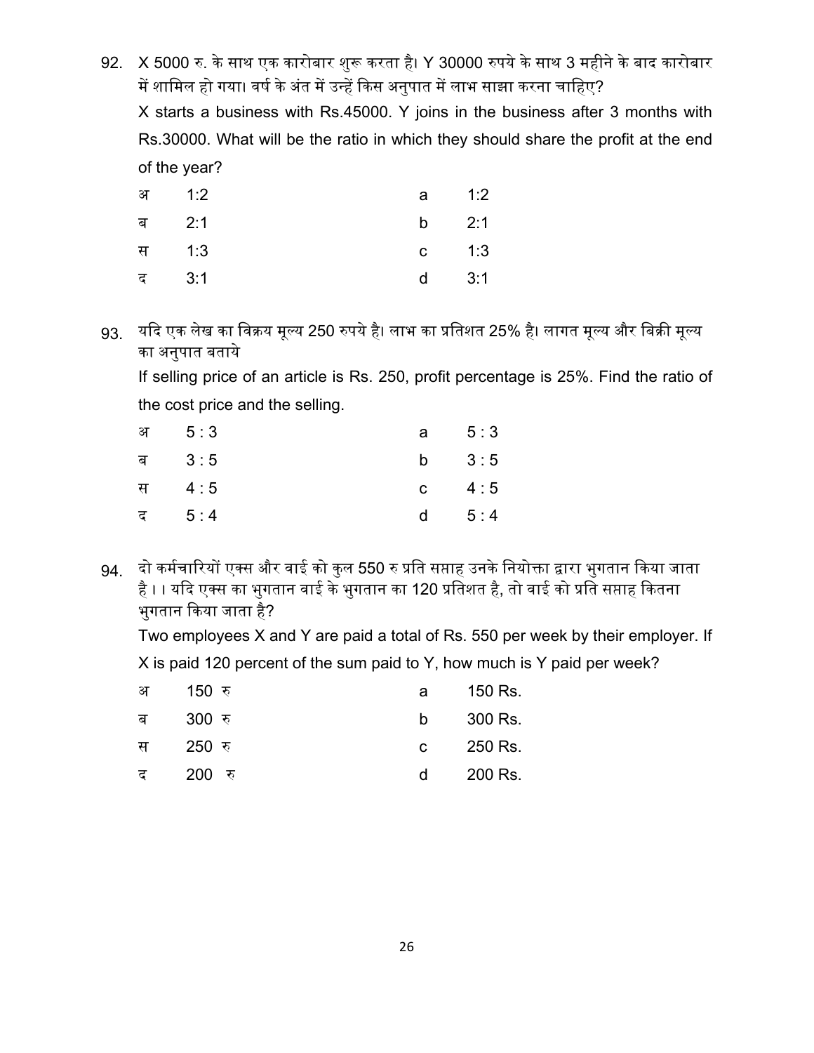92. X 5000 रु. के साथ एक कारोबार शुरू करता है। Y 30000 रुपये के साथ 3 महीने के बाद कारोबार में शामिल हो गया। वर्ष के अंत में उन्हें किस अनुपात में लाभ साझा करना चाहिए?

X starts a business with Rs.45000. Y joins in the business after 3 months with Rs.30000. What will be the ratio in which they should share the profit at the end of the year?

| | | | |
|---|---|---|---|
| अ | 1:2 | a | 1:2 |
| ब | 2:1 | b | 2:1 |
| स | 1:3 | c | 1:3 |
| द | 3:1 | d | 3:1 |

93. यदि एक लेख का विक्रय मूल्य 250 रुपये है। लाभ का प्रतिशत 25% है। लागत मूल्य और बिक्री मूल्य का अनुपात बताये

If selling price of an article is Rs. 250, profit percentage is 25%. Find the ratio of the cost price and the selling.

| | | | |
|---|---|---|---|
| अ | 5 : 3 | a | 5 : 3 |
| ब | 3 : 5 | b | 3 : 5 |
| स | 4 : 5 | c | 4 : 5 |
| द | 5 : 4 | d | 5 : 4 |

94. दो कर्मचारियों एक्स और वाई को कुल 550 रु प्रति सप्ताह उनके नियोक्ता द्वारा भुगतान किया जाता है । । यदि एक्स का भुगतान वाई के भुगतान का 120 प्रतिशत है, तो वाई को प्रति सप्ताह कितना भुगतान किया जाता है?

Two employees X and Y are paid a total of Rs. 550 per week by their employer. If X is paid 120 percent of the sum paid to Y, how much is Y paid per week?

| | | | |
|---|---|---|---|
| अ | 150 रु | a | 150 Rs. |
| ब | 300 रु | b | 300 Rs. |
| स | 250 रु | c | 250 Rs. |
| द | 200 रु | d | 200 Rs. |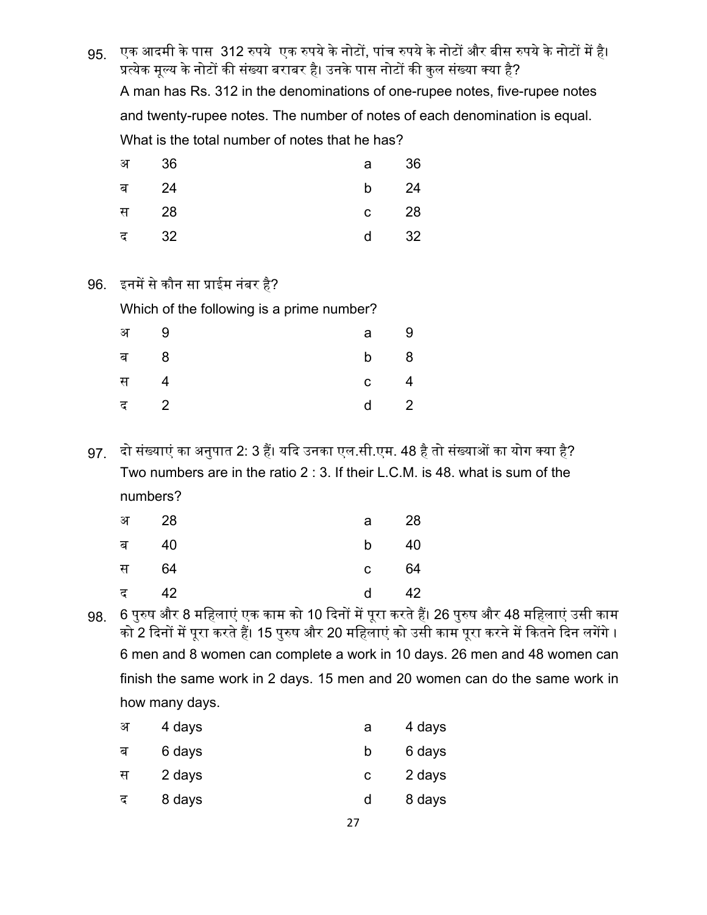95. एक आदमी के पास 312 रुपये एक रुपये के नोटों, पांच रुपये के नोटों और बीस रुपये के नोटों में है। प्रत्येक मूल्य के नोटों की संख्या बराबर है। उनके पास नोटों की कुल संख्या क्या है?

A man has Rs. 312 in the denominations of one-rupee notes, five-rupee notes and twenty-rupee notes. The number of notes of each denomination is equal. What is the total number of notes that he has?

| | | | |
|---|---|---|---|
| अ | 36 | a | 36 |
| ब | 24 | b | 24 |
| स | 28 | c | 28 |
| द | 32 | d | 32 |

96. इनमें से कौन सा प्राईम नंबर है?

Which of the following is a prime number?

| | | | |
|---|---|---|---|
| अ | 9 | a | 9 |
| ब | 8 | b | 8 |
| स | 4 | c | 4 |
| द | 2 | d | 2 |

97. दो संख्याएं का अनुपात 2: 3 हैं। यदि उनका एल.सी.एम. 48 है तो संख्याओं का योग क्या है?

Two numbers are in the ratio 2 : 3. If their L.C.M. is 48. what is sum of the numbers?

| | | | |
|---|---|---|---|
| अ | 28 | a | 28 |
| ब | 40 | b | 40 |
| स | 64 | c | 64 |
| द | 42 | d | 42 |

98. 6 पुरुष और 8 महिलाएं एक काम को 10 दिनों में पूरा करते हैं। 26 पुरुष और 48 महिलाएं उसी काम को 2 दिनों में पूरा करते हैं। 15 पुरुष और 20 महिलाएं को उसी काम पूरा करने में कितने दिन लगेंगे ।

6 men and 8 women can complete a work in 10 days. 26 men and 48 women can finish the same work in 2 days. 15 men and 20 women can do the same work in how many days.

| | | | |
|---|---|---|---|
| अ | 4 days | a | 4 days |
| ब | 6 days | b | 6 days |
| स | 2 days | c | 2 days |
| द | 8 days | d | 8 days |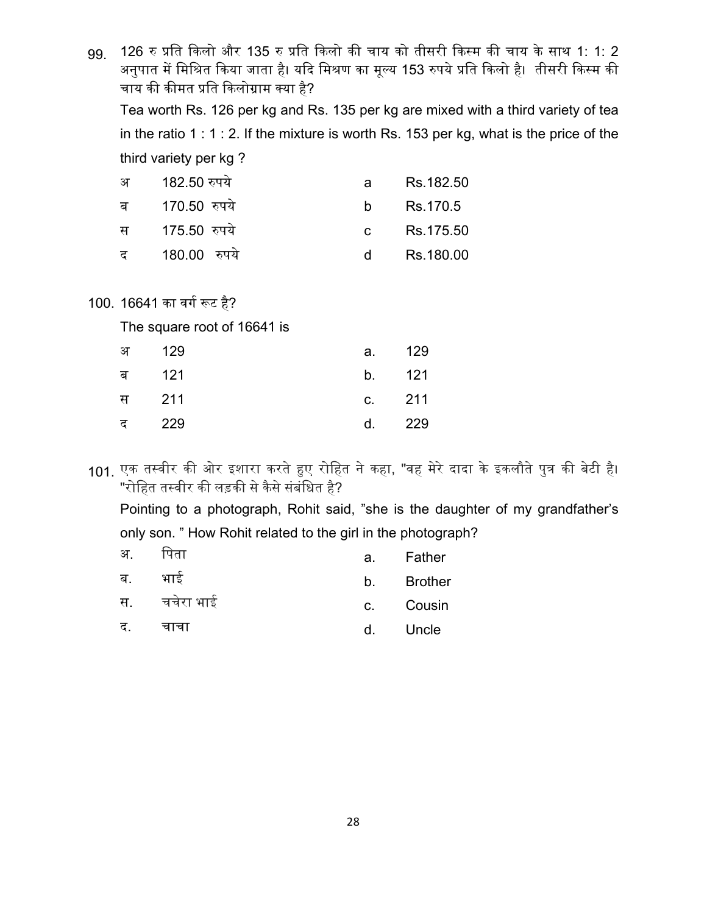99. 126 रु प्रति किलो और 135 रु प्रति किलो की चाय को तीसरी किस्म की चाय के साथ 1: 1: 2 अनुपात में मिश्रित किया जाता है। यदि मिश्रण का मूल्य 153 रुपये प्रति किलो है। तीसरी किस्म की चाय की कीमत प्रति किलोग्राम क्या है?

Tea worth Rs. 126 per kg and Rs. 135 per kg are mixed with a third variety of tea in the ratio 1 : 1 : 2. If the mixture is worth Rs. 153 per kg, what is the price of the third variety per kg ?

| | | | |
|---|---|---|---|
| अ | 182.50 रुपये | a | Rs.182.50 |
| ब | 170.50 रुपये | b | Rs.170.5 |
| स | 175.50 रुपये | c | Rs.175.50 |
| द | 180.00 रुपये | d | Rs.180.00 |

100. 16641 का वर्ग रूट है?

The square root of 16641 is

| | | | |
|---|---|---|---|
| अ | 129 | a. | 129 |
| ब | 121 | b. | 121 |
| स | 211 | c. | 211 |
| द | 229 | d. | 229 |

101. एक तस्वीर की ओर इशारा करते हुए रोहित ने कहा, "वह मेरे दादा के इकलौते पुत्र की बेटी है। "रोहित तस्वीर की लड़की से कैसे संबंधित है?

Pointing to a photograph, Rohit said, "she is the daughter of my grandfather's only son. " How Rohit related to the girl in the photograph?

| | | | |
|---|---|---|---|
| अ. | पिता | a. | Father |
| ब. | भाई | b. | Brother |
| स. | चचेरा भाई | c. | Cousin |
| द. | चाचा | d. | Uncle |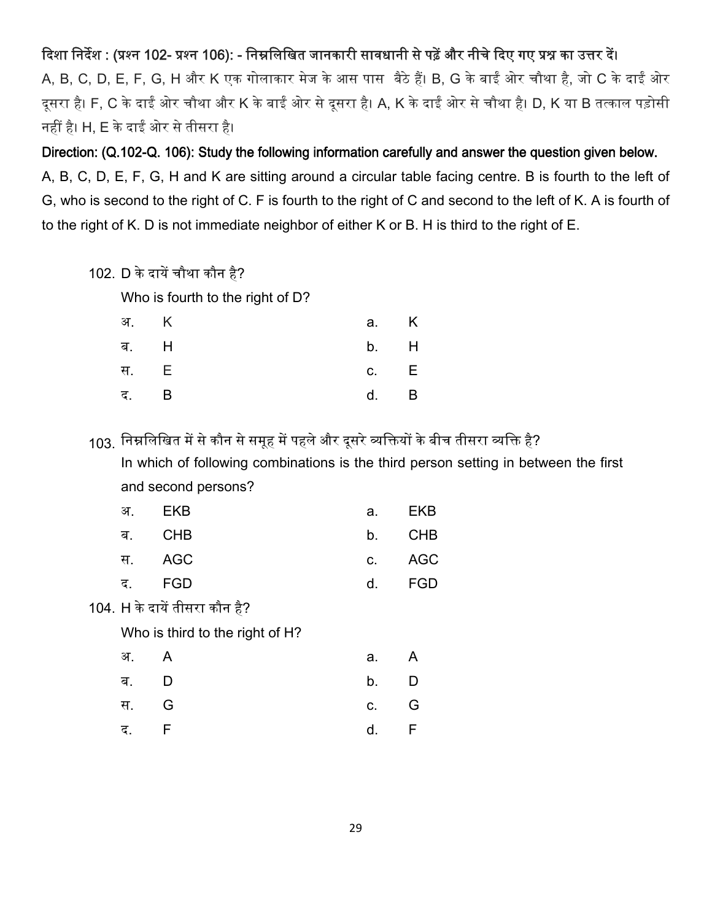**दिशा निर्देश : (प्रश्न 102- प्रश्न 106): - निम्नलिखित जानकारी सावधानी से पढ़ें और नीचे दिए गए प्रश्न का उत्तर दें।**

A, B, C, D, E, F, G, H और K एक गोलाकार मेज के आस पास बैठे हैं। B, G के बाईं ओर चौथा है, जो C के दाईं ओर दूसरा है। F, C के दाईं ओर चौथा और K के बाईं ओर से दूसरा है। A, K के दाईं ओर से चौथा है। D, K या B तत्काल पड़ोसी नहीं है। H, E के दाईं ओर से तीसरा है।

**Direction: (Q.102-Q. 106): Study the following information carefully and answer the question given below.**

A, B, C, D, E, F, G, H and K are sitting around a circular table facing centre. B is fourth to the left of G, who is second to the right of C. F is fourth to the right of C and second to the left of K. A is fourth of to the right of K. D is not immediate neighbor of either K or B. H is third to the right of E.

102. D के दायें चौथा कौन है?

Who is fourth to the right of D?

| | | | |
|---|---|---|---|
| अ. | K | a. | K |
| ब. | H | b. | H |
| स. | E | c. | E |
| द. | B | d. | B |

103. निम्नलिखित में से कौन से समूह में पहले और दूसरे व्यक्तियों के बीच तीसरा व्यक्ति है?

In which of following combinations is the third person setting in between the first and second persons?

| | | | |
|---|---|---|---|
| अ. | EKB | a. | EKB |
| ब. | CHB | b. | CHB |
| स. | AGC | c. | AGC |
| द. | FGD | d. | FGD |

104. H के दायें तीसरा कौन है?

Who is third to the right of H?

| | | | |
|---|---|---|---|
| अ. | A | a. | A |
| ब. | D | b. | D |
| स. | G | c. | G |
| द. | F | d. | F |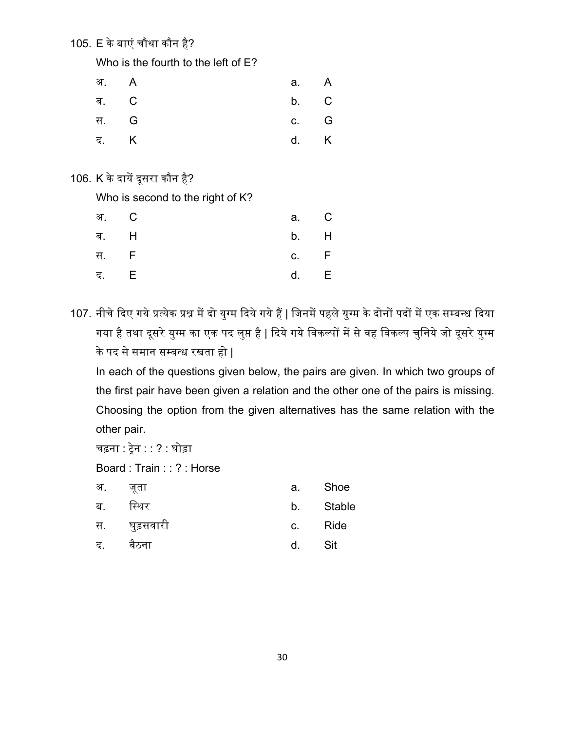105. E के बाएं चौथा कौन है?

Who is the fourth to the left of E?

| | | | |
|---|---|---|---|
| अ. | A | a. | A |
| ब. | C | b. | C |
| स. | G | c. | G |
| द. | K | d. | K |

106. K के दायें दूसरा कौन है?

Who is second to the right of K?

| | | | |
|---|---|---|---|
| अ. | C | a. | C |
| ब. | H | b. | H |
| स. | F | c. | F |
| द. | E | d. | E |

107. नीचे दिए गये प्रत्येक प्रश्न में दो युग्म दिये गये हैं | जिनमें पहले युग्म के दोनों पदों में एक सम्बन्ध दिया गया है तथा दूसरे युग्म का एक पद लुप्त है | दिये गये विकल्पों में से वह विकल्प चुनिये जो दूसरे युग्म के पद से समान सम्बन्ध रखता हो |

In each of the questions given below, the pairs are given. In which two groups of the first pair have been given a relation and the other one of the pairs is missing. Choosing the option from the given alternatives has the same relation with the other pair.

चढ़ना : ट्रेन : : ? : घोड़ा

Board : Train : : ? : Horse

| | | | |
|---|---|---|---|
| अ. | जूता | a. | Shoe |
| ब. | स्थिर | b. | Stable |
| स. | घुड़सवारी | c. | Ride |
| द. | बैठना | d. | Sit |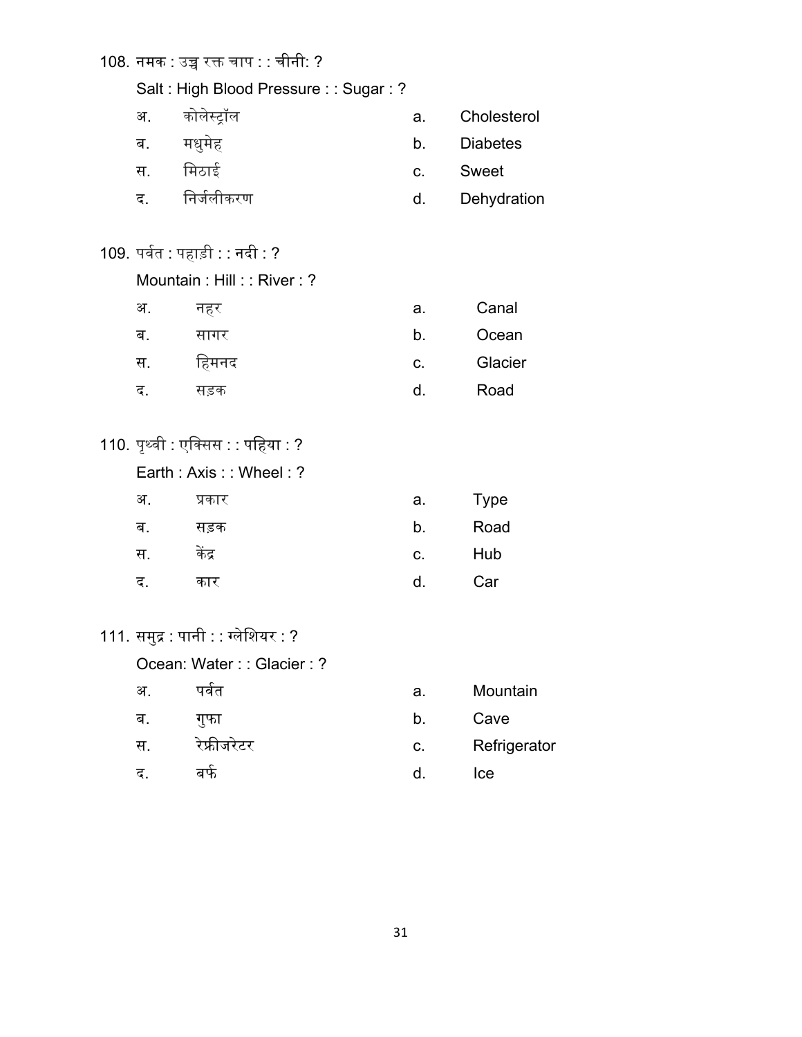108. नमक : उच्च रक्त चाप : : चीनी: ?

Salt : High Blood Pressure : : Sugar : ?

| | | | |
|---|---|---|---|
| अ. | कोलेस्ट्रॉल | a. | Cholesterol |
| ब. | मधुमेह | b. | Diabetes |
| स. | मिठाई | c. | Sweet |
| द. | निर्जलीकरण | d. | Dehydration |

109. पर्वत : पहाड़ी : : नदी : ?

Mountain : Hill : : River : ?

| | | | |
|---|---|---|---|
| अ. | नहर | a. | Canal |
| ब. | सागर | b. | Ocean |
| स. | हिमनद | c. | Glacier |
| द. | सड़क | d. | Road |

110. पृथ्वी : एक्सिस : : पहिया : ?

Earth : Axis : : Wheel : ?

| | | | |
|---|---|---|---|
| अ. | प्रकार | a. | Type |
| ब. | सड़क | b. | Road |
| स. | केंद्र | c. | Hub |
| द. | कार | d. | Car |

111. समुद्र : पानी : : ग्लेशियर : ?

Ocean: Water : : Glacier : ?

| | | | |
|---|---|---|---|
| अ. | पर्वत | a. | Mountain |
| ब. | गुफा | b. | Cave |
| स. | रेफ्रीजरेटर | c. | Refrigerator |
| द. | बर्फ | d. | Ice |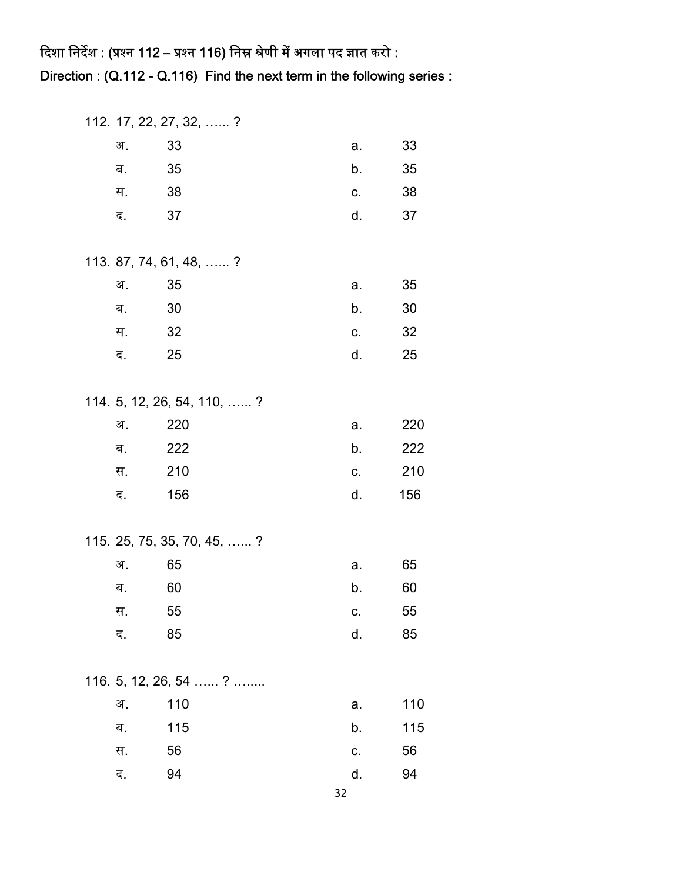दिशा निर्देश : (प्रश्न 112 – प्रश्न 116) निम्न श्रेणी में अगला पद ज्ञात करो :

Direction : (Q.112 - Q.116) Find the next term in the following series :

112. 17, 22, 27, 32, …... ?

| | | | |
|---|---|---|---|
| अ. | 33 | a. | 33 |
| ब. | 35 | b. | 35 |
| स. | 38 | c. | 38 |
| द. | 37 | d. | 37 |

113. 87, 74, 61, 48, …... ?

| | | | |
|---|---|---|---|
| अ. | 35 | a. | 35 |
| ब. | 30 | b. | 30 |
| स. | 32 | c. | 32 |
| द. | 25 | d. | 25 |

114. 5, 12, 26, 54, 110, …... ?

| | | | |
|---|---|---|---|
| अ. | 220 | a. | 220 |
| ब. | 222 | b. | 222 |
| स. | 210 | c. | 210 |
| द. | 156 | d. | 156 |

115. 25, 75, 35, 70, 45, …... ?

| | | | |
|---|---|---|---|
| अ. | 65 | a. | 65 |
| ब. | 60 | b. | 60 |
| स. | 55 | c. | 55 |
| द. | 85 | d. | 85 |

116. 5, 12, 26, 54 …... ? ….....

| | | | |
|---|---|---|---|
| अ. | 110 | a. | 110 |
| ब. | 115 | b. | 115 |
| स. | 56 | c. | 56 |
| द. | 94 | d. | 94 |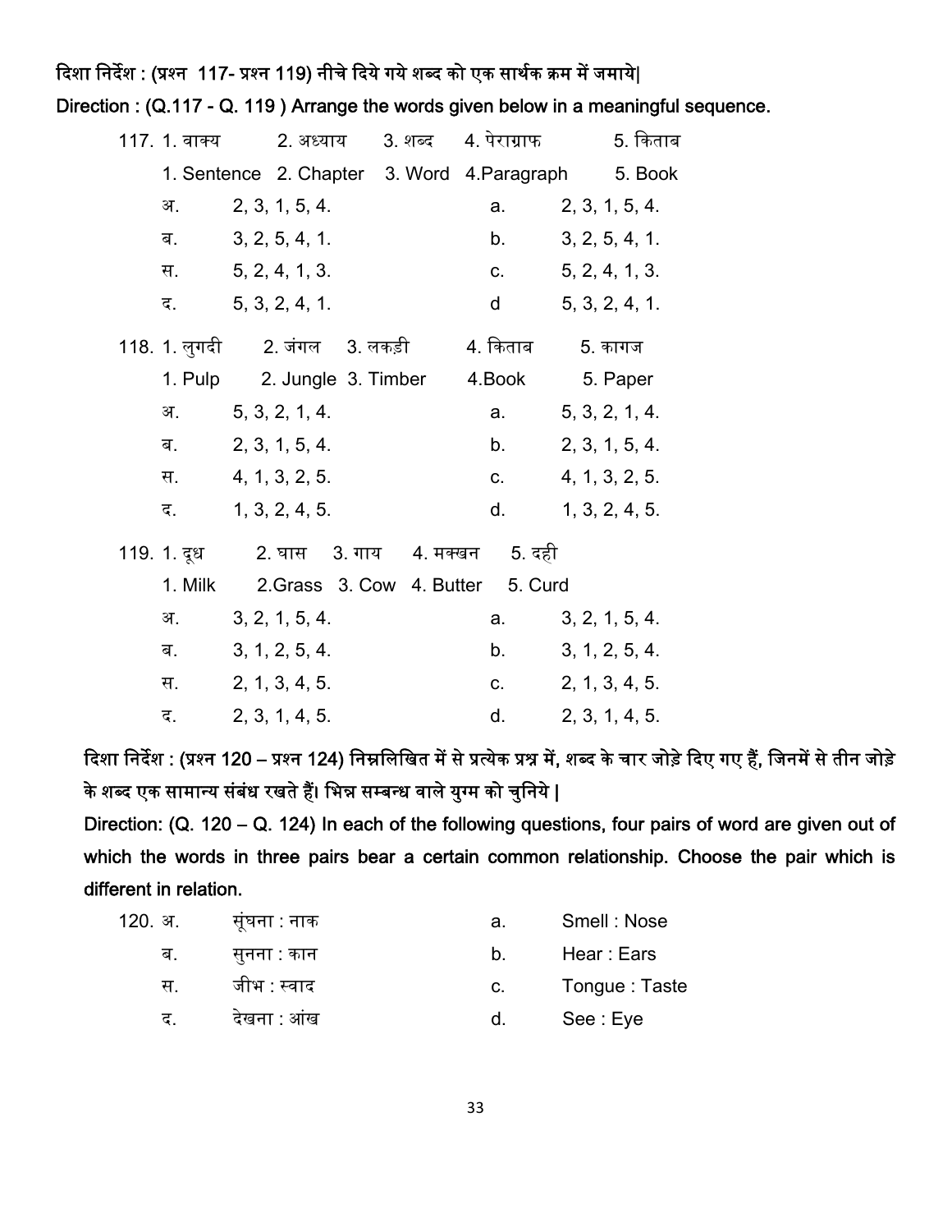**दिशा निर्देश : (प्रश्न 117- प्रश्न 119) नीचे दिये गये शब्द को एक सार्थक क्रम में जमाये|**

**Direction : (Q.117 - Q. 119 ) Arrange the words given below in a meaningful sequence.**

117. 1. वाक्य 2. अध्याय 3. शब्द 4. पेराग्राफ 5. किताब

1. Sentence 2. Chapter 3. Word 4.Paragraph 5. Book

| | | | |
|---|---|---|---|
| अ. | 2, 3, 1, 5, 4. | a. | 2, 3, 1, 5, 4. |
| ब. | 3, 2, 5, 4, 1. | b. | 3, 2, 5, 4, 1. |
| स. | 5, 2, 4, 1, 3. | c. | 5, 2, 4, 1, 3. |
| द. | 5, 3, 2, 4, 1. | d | 5, 3, 2, 4, 1. |

118. 1. लुगदी 2. जंगल 3. लकड़ी 4. किताब 5. कागज

1. Pulp 2. Jungle 3. Timber 4.Book 5. Paper

| | | | |
|---|---|---|---|
| अ. | 5, 3, 2, 1, 4. | a. | 5, 3, 2, 1, 4. |
| ब. | 2, 3, 1, 5, 4. | b. | 2, 3, 1, 5, 4. |
| स. | 4, 1, 3, 2, 5. | c. | 4, 1, 3, 2, 5. |
| द. | 1, 3, 2, 4, 5. | d. | 1, 3, 2, 4, 5. |

119. 1. दूध 2. घास 3. गाय 4. मक्खन 5. दही

1. Milk 2.Grass 3. Cow 4. Butter 5. Curd

| | | | |
|---|---|---|---|
| अ. | 3, 2, 1, 5, 4. | a. | 3, 2, 1, 5, 4. |
| ब. | 3, 1, 2, 5, 4. | b. | 3, 1, 2, 5, 4. |
| स. | 2, 1, 3, 4, 5. | c. | 2, 1, 3, 4, 5. |
| द. | 2, 3, 1, 4, 5. | d. | 2, 3, 1, 4, 5. |

**दिशा निर्देश : (प्रश्न 120 – प्रश्न 124) निम्नलिखित में से प्रत्येक प्रश्न में, शब्द के चार जोड़े दिए गए हैं, जिनमें से तीन जोड़े के शब्द एक सामान्य संबंध रखते हैं। भिन्न सम्बन्ध वाले युग्म को चुनिये |**

**Direction: (Q. 120 – Q. 124) In each of the following questions, four pairs of word are given out of which the words in three pairs bear a certain common relationship. Choose the pair which is different in relation.**

120.

| | | | |
|---|---|---|---|
| अ. | सूंघना : नाक | a. | Smell : Nose |
| ब. | सुनना : कान | b. | Hear : Ears |
| स. | जीभ : स्वाद | c. | Tongue : Taste |
| द. | देखना : आंख | d. | See : Eye |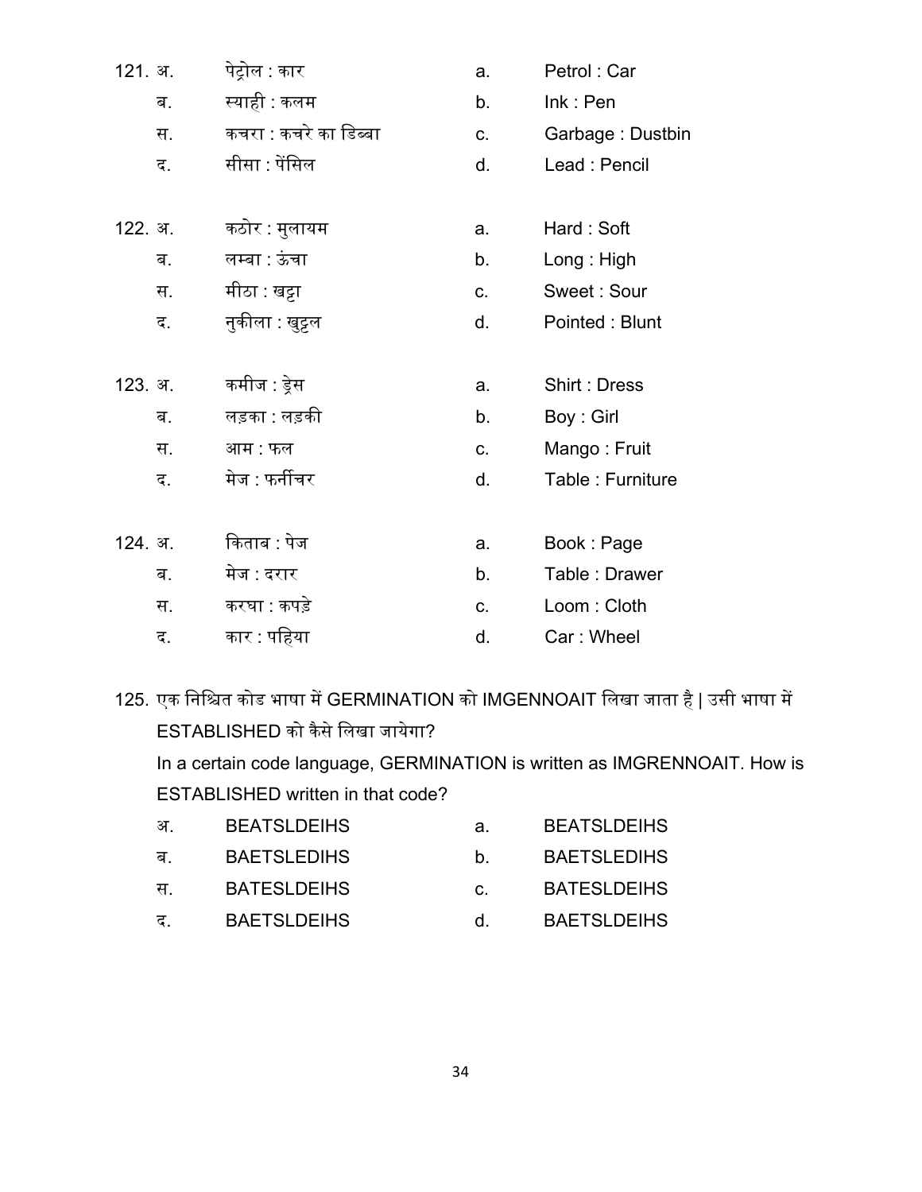121. अ. पेट्रोल : कार — a. Petrol : Car
 ब. स्याही : कलम — b. Ink : Pen
 स. कचरा : कचरे का डिब्बा — c. Garbage : Dustbin
 द. सीसा : पेंसिल — d. Lead : Pencil

122. अ. कठोर : मुलायम — a. Hard : Soft
 ब. लम्बा : ऊंचा — b. Long : High
 स. मीठा : खट्टा — c. Sweet : Sour
 द. नुकीला : खुट्टल — d. Pointed : Blunt

123. अ. कमीज : ड्रेस — a. Shirt : Dress
 ब. लड़का : लड़की — b. Boy : Girl
 स. आम : फल — c. Mango : Fruit
 द. मेज : फर्नीचर — d. Table : Furniture

124. अ. किताब : पेज — a. Book : Page
 ब. मेज : दरार — b. Table : Drawer
 स. करघा : कपड़े — c. Loom : Cloth
 द. कार : पहिया — d. Car : Wheel

125. एक निश्चित कोड भाषा में GERMINATION को IMGENNOAIT लिखा जाता है | उसी भाषा में ESTABLISHED को कैसे लिखा जायेगा?

In a certain code language, GERMINATION is written as IMGRENNOAIT. How is ESTABLISHED written in that code?

 अ. BEATSLDEIHS — a. BEATSLDEIHS
 ब. BAETSLEDIHS — b. BAETSLEDIHS
 स. BATESLDEIHS — c. BATESLDEIHS
 द. BAETSLDEIHS — d. BAETSLDEIHS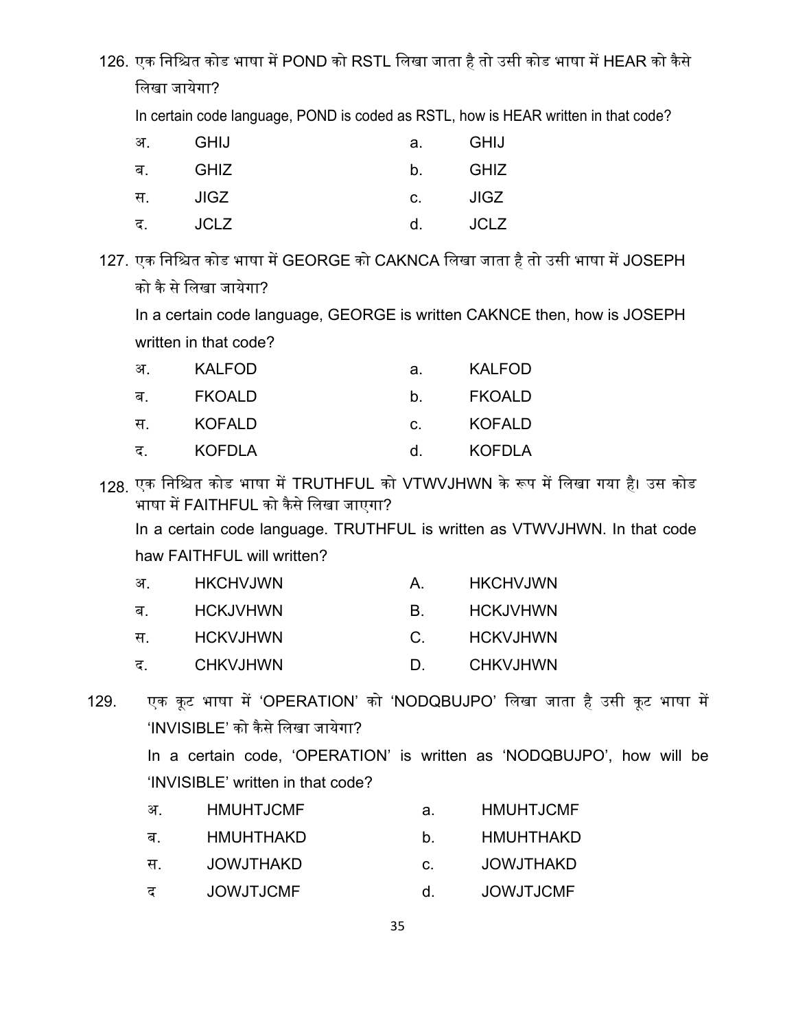126. एक निश्चित कोड भाषा में POND को RSTL लिखा जाता है तो उसी कोड भाषा में HEAR को कैसे लिखा जायेगा?

In certain code language, POND is coded as RSTL, how is HEAR written in that code?

| | | | |
|---|---|---|---|
| अ. | GHIJ | a. | GHIJ |
| ब. | GHIZ | b. | GHIZ |
| स. | JIGZ | c. | JIGZ |
| द. | JCLZ | d. | JCLZ |

127. एक निश्चित कोड भाषा में GEORGE को CAKNCA लिखा जाता है तो उसी भाषा में JOSEPH को कै से लिखा जायेगा?

In a certain code language, GEORGE is written CAKNCE then, how is JOSEPH written in that code?

| | | | |
|---|---|---|---|
| अ. | KALFOD | a. | KALFOD |
| ब. | FKOALD | b. | FKOALD |
| स. | KOFALD | c. | KOFALD |
| द. | KOFDLA | d. | KOFDLA |

128. एक निश्चित कोड भाषा में TRUTHFUL को VTWVJHWN के रूप में लिखा गया है। उस कोड भाषा में FAITHFUL को कैसे लिखा जाएगा?

In a certain code language. TRUTHFUL is written as VTWVJHWN. In that code haw FAITHFUL will written?

| | | | |
|---|---|---|---|
| अ. | HKCHVJWN | A. | HKCHVJWN |
| ब. | HCKJVHWN | B. | HCKJVHWN |
| स. | HCKVJHWN | C. | HCKVJHWN |
| द. | CHKVJHWN | D. | CHKVJHWN |

129. एक कूट भाषा में 'OPERATION' को 'NODQBUJPO' लिखा जाता है उसी कूट भाषा में 'INVISIBLE' को कैसे लिखा जायेगा?

In a certain code, 'OPERATION' is written as 'NODQBUJPO', how will be 'INVISIBLE' written in that code?

| | | | |
|---|---|---|---|
| अ. | HMUHTJCMF | a. | HMUHTJCMF |
| ब. | HMUHTHAKD | b. | HMUHTHAKD |
| स. | JOWJTHAKD | c. | JOWJTHAKD |
| द | JOWJTJCMF | d. | JOWJTJCMF |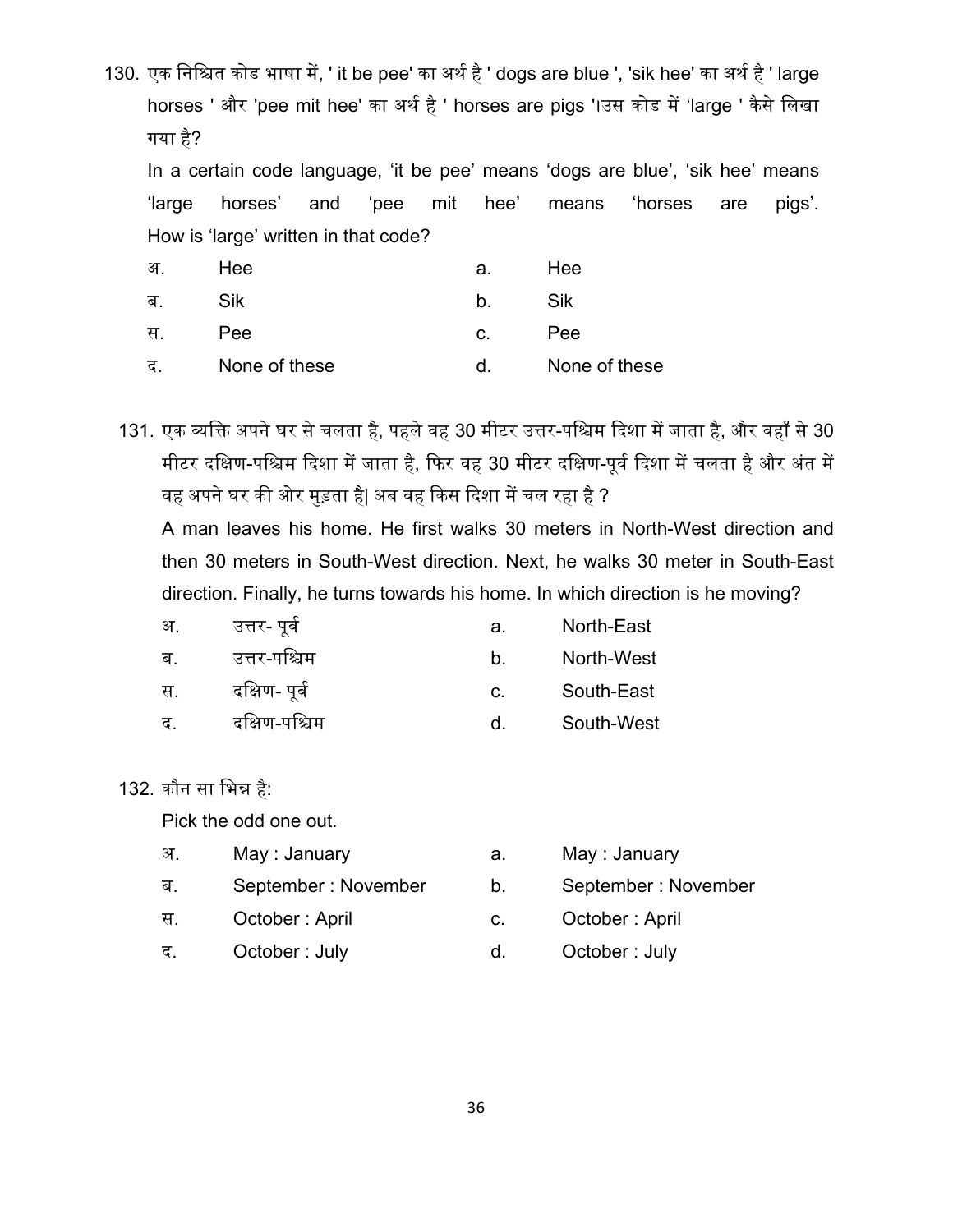130. एक निश्चित कोड भाषा में, ' it be pee' का अर्थ है ' dogs are blue ', 'sik hee' का अर्थ है ' large horses ' और 'pee mit hee' का अर्थ है ' horses are pigs '।उस कोड में 'large ' कैसे लिखा गया है?

In a certain code language, 'it be pee' means 'dogs are blue', 'sik hee' means 'large horses' and 'pee mit hee' means 'horses are pigs'. How is 'large' written in that code?

| | | | |
|---|---|---|---|
| अ. | Hee | a. | Hee |
| ब. | Sik | b. | Sik |
| स. | Pee | c. | Pee |
| द. | None of these | d. | None of these |

131. एक व्यक्ति अपने घर से चलता है, पहले वह 30 मीटर उत्तर-पश्चिम दिशा में जाता है, और वहाँ से 30 मीटर दक्षिण-पश्चिम दिशा में जाता है, फिर वह 30 मीटर दक्षिण-पूर्व दिशा में चलता है और अंत में वह अपने घर की ओर मुड़ता है| अब वह किस दिशा में चल रहा है ?

A man leaves his home. He first walks 30 meters in North-West direction and then 30 meters in South-West direction. Next, he walks 30 meter in South-East direction. Finally, he turns towards his home. In which direction is he moving?

| | | | |
|---|---|---|---|
| अ. | उत्तर- पूर्व | a. | North-East |
| ब. | उत्तर-पश्चिम | b. | North-West |
| स. | दक्षिण- पूर्व | c. | South-East |
| द. | दक्षिण-पश्चिम | d. | South-West |

132. कौन सा भिन्न है:

Pick the odd one out.

| | | | |
|---|---|---|---|
| अ. | May : January | a. | May : January |
| ब. | September : November | b. | September : November |
| स. | October : April | c. | October : April |
| द. | October : July | d. | October : July |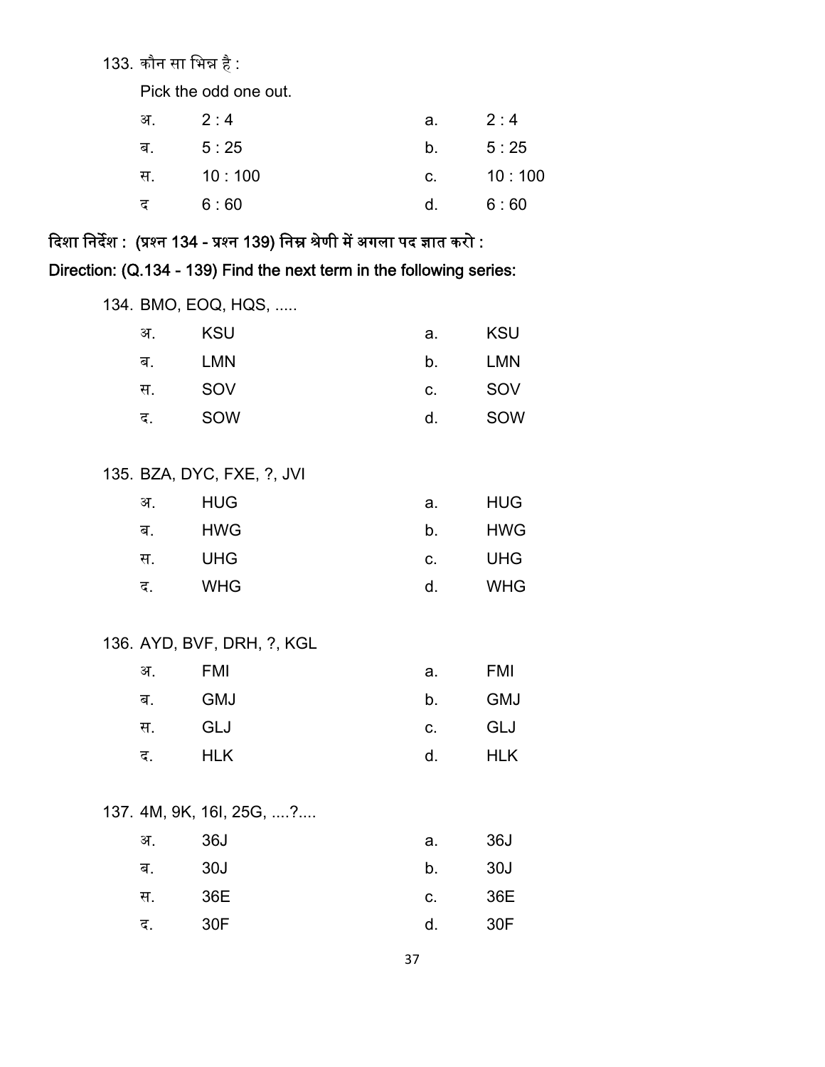133. कौन सा भिन्न है :

Pick the odd one out.

| | | | |
|---|---|---|---|
| अ. | 2 : 4 | a. | 2 : 4 |
| ब. | 5 : 25 | b. | 5 : 25 |
| स. | 10 : 100 | c. | 10 : 100 |
| द | 6 : 60 | d. | 6 : 60 |

**दिशा निर्देश : (प्रश्न 134 - प्रश्न 139) निम्न श्रेणी में अगला पद ज्ञात करो :**

**Direction: (Q.134 - 139) Find the next term in the following series:**

134. BMO, EOQ, HQS, .....

| | | | |
|---|---|---|---|
| अ. | KSU | a. | KSU |
| ब. | LMN | b. | LMN |
| स. | SOV | c. | SOV |
| द. | SOW | d. | SOW |

135. BZA, DYC, FXE, ?, JVI

| | | | |
|---|---|---|---|
| अ. | HUG | a. | HUG |
| ब. | HWG | b. | HWG |
| स. | UHG | c. | UHG |
| द. | WHG | d. | WHG |

136. AYD, BVF, DRH, ?, KGL

| | | | |
|---|---|---|---|
| अ. | FMI | a. | FMI |
| ब. | GMJ | b. | GMJ |
| स. | GLJ | c. | GLJ |
| द. | HLK | d. | HLK |

137. 4M, 9K, 16I, 25G, ....?....

| | | | |
|---|---|---|---|
| अ. | 36J | a. | 36J |
| ब. | 30J | b. | 30J |
| स. | 36E | c. | 36E |
| द. | 30F | d. | 30F |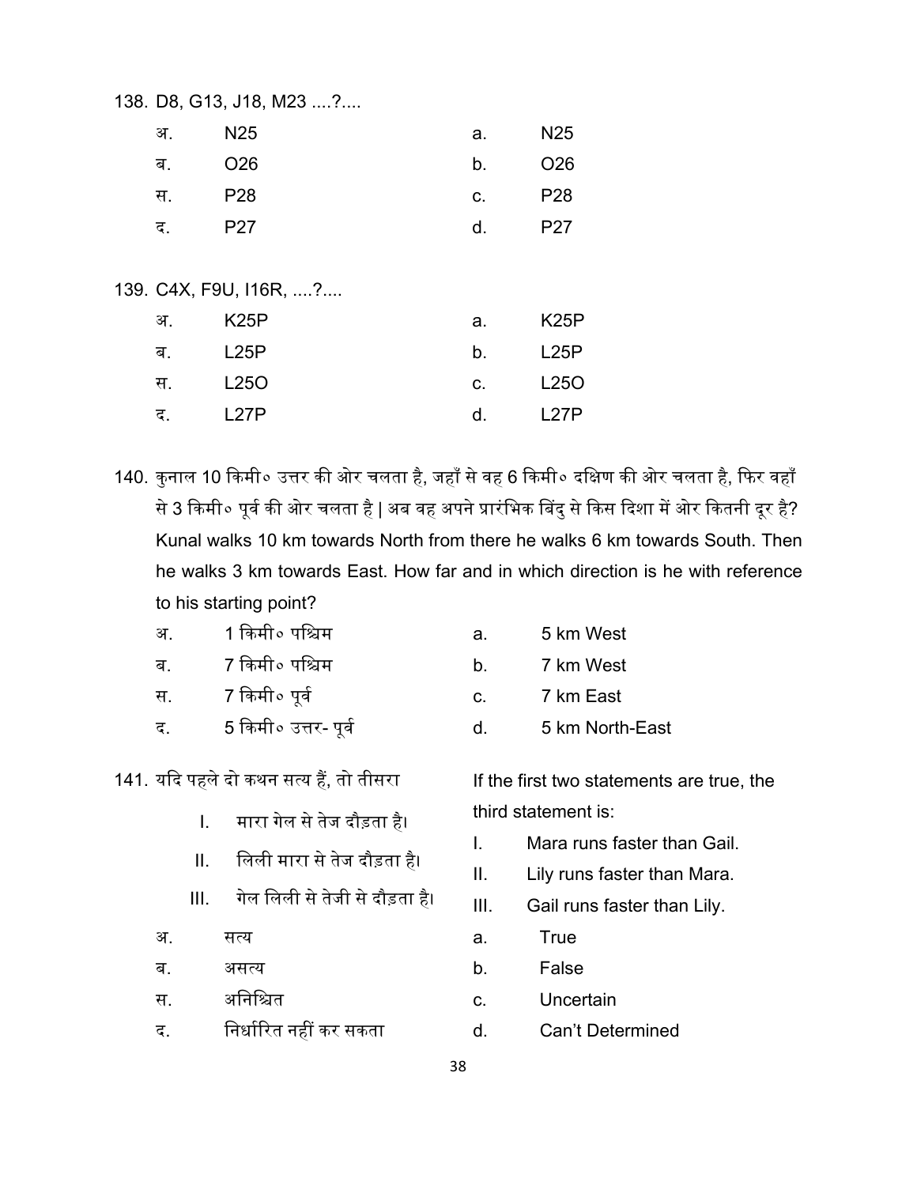138. D8, G13, J18, M23 ....?....

| | | | |
|---|---|---|---|
| अ. | N25 | a. | N25 |
| ब. | O26 | b. | O26 |
| स. | P28 | c. | P28 |
| द. | P27 | d. | P27 |

139. C4X, F9U, I16R, ....?....

| | | | |
|---|---|---|---|
| अ. | K25P | a. | K25P |
| ब. | L25P | b. | L25P |
| स. | L25O | c. | L25O |
| द. | L27P | d. | L27P |

140. कुनाल 10 किमी॰ उत्तर की ओर चलता है, जहाँ से वह 6 किमी॰ दक्षिण की ओर चलता है, फिर वहाँ से 3 किमी॰ पूर्व की ओर चलता है | अब वह अपने प्रारंभिक बिंदु से किस दिशा में ओर कितनी दूर है?
Kunal walks 10 km towards North from there he walks 6 km towards South. Then he walks 3 km towards East. How far and in which direction is he with reference to his starting point?

| | | | |
|---|---|---|---|
| अ. | 1 किमी॰ पश्चिम | a. | 5 km West |
| ब. | 7 किमी॰ पश्चिम | b. | 7 km West |
| स. | 7 किमी॰ पूर्व | c. | 7 km East |
| द. | 5 किमी॰ उत्तर- पूर्व | d. | 5 km North-East |

141. यदि पहले दो कथन सत्य हैं, तो तीसरा

I. मारा गेल से तेज दौड़ता है।

II. लिली मारा से तेज दौड़ता है।

III. गेल लिली से तेजी से दौड़ता है।

If the first two statements are true, the third statement is:

I. Mara runs faster than Gail.

II. Lily runs faster than Mara.

III. Gail runs faster than Lily.

| | | | |
|---|---|---|---|
| अ. | सत्य | a. | True |
| ब. | असत्य | b. | False |
| स. | अनिश्चित | c. | Uncertain |
| द. | निर्धारित नहीं कर सकता | d. | Can't Determined |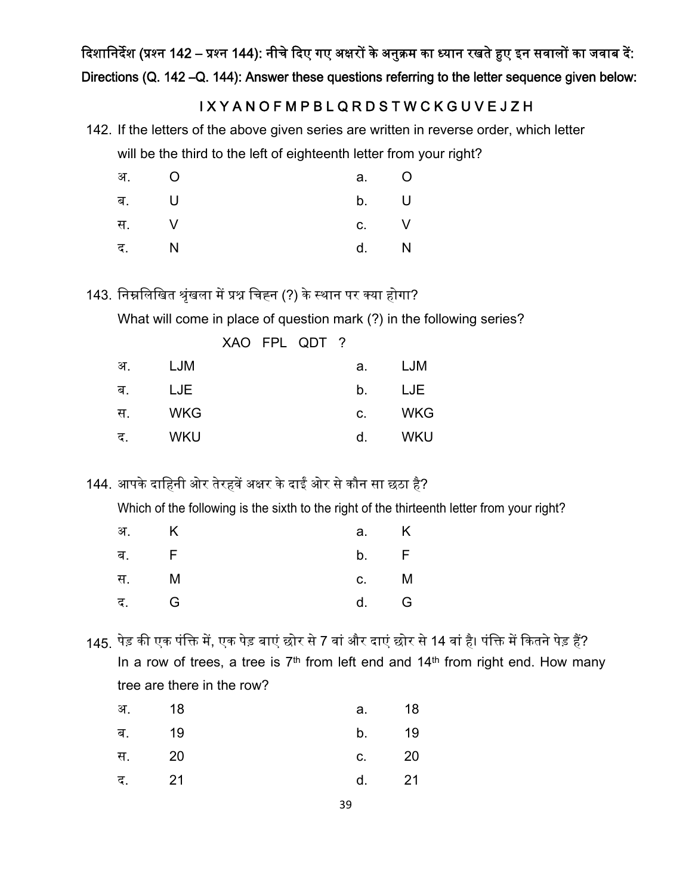दिशानिर्देश (प्रश्न 142 – प्रश्न 144): नीचे दिए गए अक्षरों के अनुक्रम का ध्यान रखते हुए इन सवालों का जवाब दें:
Directions (Q. 142 –Q. 144): Answer these questions referring to the letter sequence given below:

I X Y A N O F M P B L Q R D S T W C K G U V E J Z H

142. If the letters of the above given series are written in reverse order, which letter will be the third to the left of eighteenth letter from your right?

| | | | |
|---|---|---|---|
| अ. | O | a. | O |
| ब. | U | b. | U |
| स. | V | c. | V |
| द. | N | d. | N |

143. निम्नलिखित श्रृंखला में प्रश्न चिह्न (?) के स्थान पर क्या होगा?
What will come in place of question mark (?) in the following series?

XAO FPL QDT ?

| | | | |
|---|---|---|---|
| अ. | LJM | a. | LJM |
| ब. | LJE | b. | LJE |
| स. | WKG | c. | WKG |
| द. | WKU | d. | WKU |

144. आपके दाहिनी ओर तेरहवें अक्षर के दाईं ओर से कौन सा छठा है?
Which of the following is the sixth to the right of the thirteenth letter from your right?

| | | | |
|---|---|---|---|
| अ. | K | a. | K |
| ब. | F | b. | F |
| स. | M | c. | M |
| द. | G | d. | G |

145. पेड़ की एक पंक्ति में, एक पेड़ बाएं छोर से 7 वां और दाएं छोर से 14 वां है। पंक्ति में कितने पेड़ हैं?
In a row of trees, a tree is 7th from left end and 14th from right end. How many tree are there in the row?

| | | | |
|---|---|---|---|
| अ. | 18 | a. | 18 |
| ब. | 19 | b. | 19 |
| स. | 20 | c. | 20 |
| द. | 21 | d. | 21 |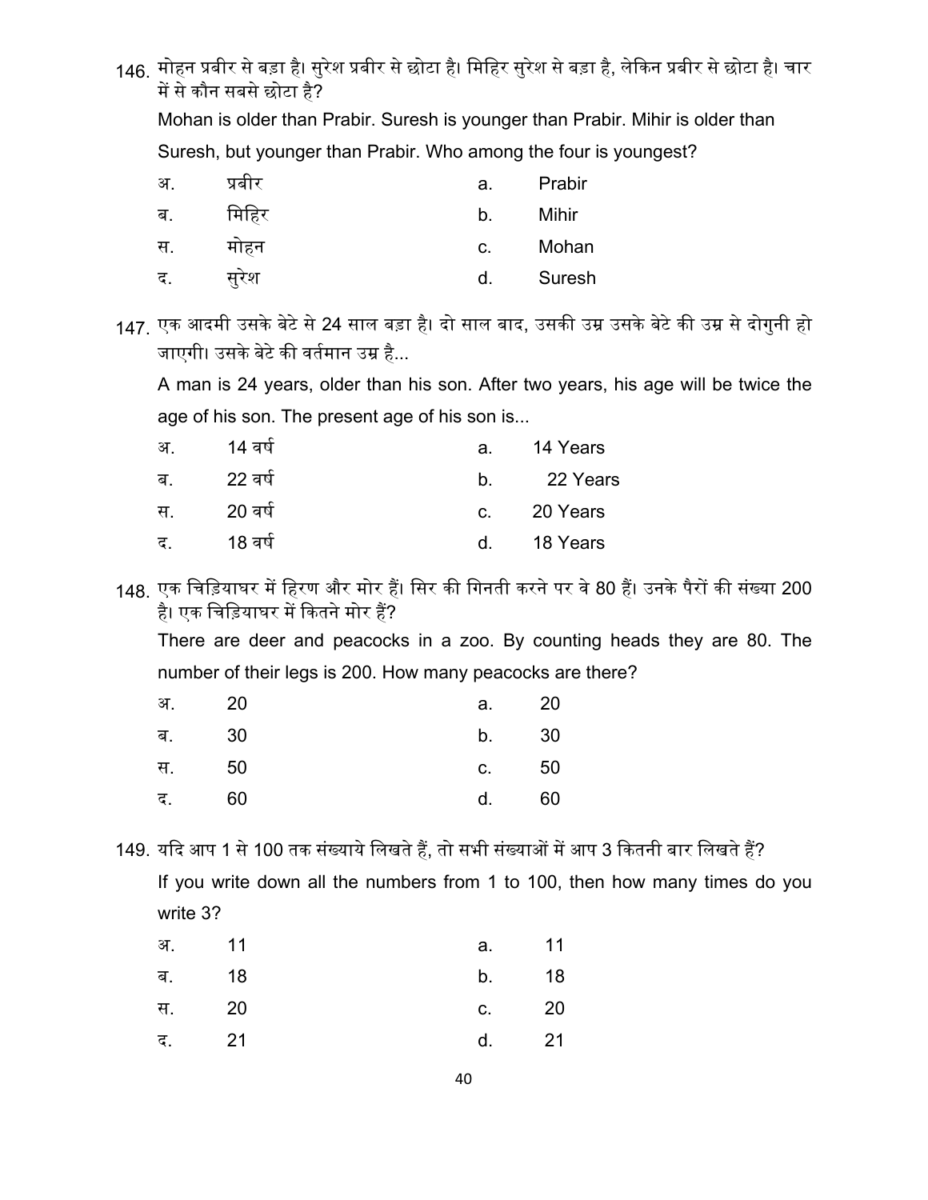146. मोहन प्रबीर से बड़ा है। सुरेश प्रबीर से छोटा है। मिहिर सुरेश से बड़ा है, लेकिन प्रबीर से छोटा है। चार में से कौन सबसे छोटा है?

Mohan is older than Prabir. Suresh is younger than Prabir. Mihir is older than Suresh, but younger than Prabir. Who among the four is youngest?

| | | | |
|---|---|---|---|
| अ. | प्रबीर | a. | Prabir |
| ब. | मिहिर | b. | Mihir |
| स. | मोहन | c. | Mohan |
| द. | सुरेश | d. | Suresh |

147. एक आदमी उसके बेटे से 24 साल बड़ा है। दो साल बाद, उसकी उम्र उसके बेटे की उम्र से दोगुनी हो जाएगी। उसके बेटे की वर्तमान उम्र है...

A man is 24 years, older than his son. After two years, his age will be twice the age of his son. The present age of his son is...

| | | | |
|---|---|---|---|
| अ. | 14 वर्ष | a. | 14 Years |
| ब. | 22 वर्ष | b. | 22 Years |
| स. | 20 वर्ष | c. | 20 Years |
| द. | 18 वर्ष | d. | 18 Years |

148. एक चिड़ियाघर में हिरण और मोर हैं। सिर की गिनती करने पर वे 80 हैं। उनके पैरों की संख्या 200 है। एक चिड़ियाघर में कितने मोर हैं?

There are deer and peacocks in a zoo. By counting heads they are 80. The number of their legs is 200. How many peacocks are there?

| | | | |
|---|---|---|---|
| अ. | 20 | a. | 20 |
| ब. | 30 | b. | 30 |
| स. | 50 | c. | 50 |
| द. | 60 | d. | 60 |

149. यदि आप 1 से 100 तक संख्याये लिखते हैं, तो सभी संख्याओं में आप 3 कितनी बार लिखते हैं?

If you write down all the numbers from 1 to 100, then how many times do you write 3?

| | | | |
|---|---|---|---|
| अ. | 11 | a. | 11 |
| ब. | 18 | b. | 18 |
| स. | 20 | c. | 20 |
| द. | 21 | d. | 21 |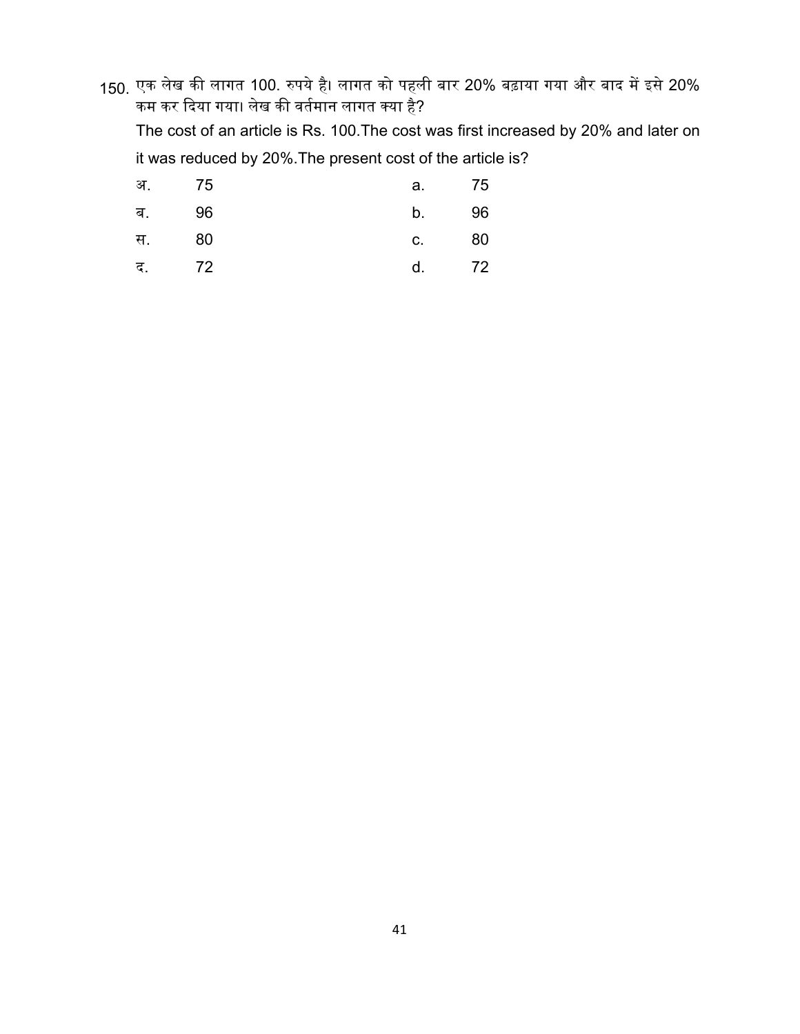150. एक लेख की लागत 100. रुपये है। लागत को पहली बार 20% बढ़ाया गया और बाद में इसे 20% कम कर दिया गया। लेख की वर्तमान लागत क्या है?

The cost of an article is Rs. 100.The cost was first increased by 20% and later on it was reduced by 20%.The present cost of the article is?

| | | | |
|---|---|---|---|
| अ. | 75 | a. | 75 |
| ब. | 96 | b. | 96 |
| स. | 80 | c. | 80 |
| द. | 72 | d. | 72 |